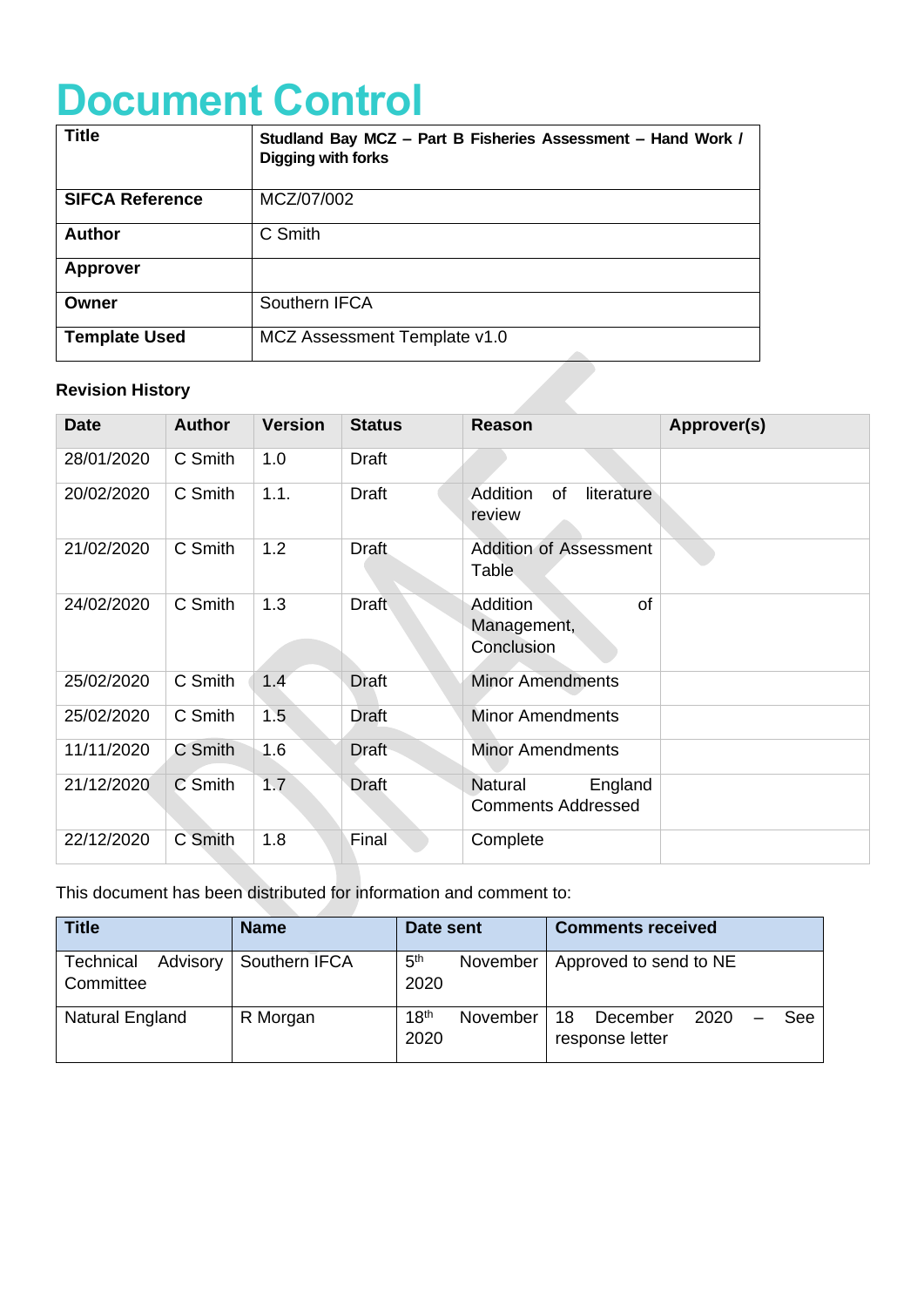# Document Control

| Title | Studland Bay MCZ – Part B Fisheries Assessment – Hand Work / Digging with forks |
|---|---|
| SIFCA Reference | MCZ/07/002 |
| Author | C Smith |
| Approver | |
| Owner | Southern IFCA |
| Template Used | MCZ Assessment Template v1.0 |

**Revision History**

| Date | Author | Version | Status | Reason | Approver(s) |
|---|---|---|---|---|---|
| 28/01/2020 | C Smith | 1.0 | Draft | | |
| 20/02/2020 | C Smith | 1.1. | Draft | Addition of literature review | |
| 21/02/2020 | C Smith | 1.2 | Draft | Addition of Assessment Table | |
| 24/02/2020 | C Smith | 1.3 | Draft | Addition of Management, Conclusion | |
| 25/02/2020 | C Smith | 1.4 | Draft | Minor Amendments | |
| 25/02/2020 | C Smith | 1.5 | Draft | Minor Amendments | |
| 11/11/2020 | C Smith | 1.6 | Draft | Minor Amendments | |
| 21/12/2020 | C Smith | 1.7 | Draft | Natural England Comments Addressed | |
| 22/12/2020 | C Smith | 1.8 | Final | Complete | |

This document has been distributed for information and comment to:

| Title | Name | Date sent | Comments received |
|---|---|---|---|
| Technical Advisory Committee | Southern IFCA | 5th November 2020 | Approved to send to NE |
| Natural England | R Morgan | 18th November 2020 | 18 December 2020 – See response letter |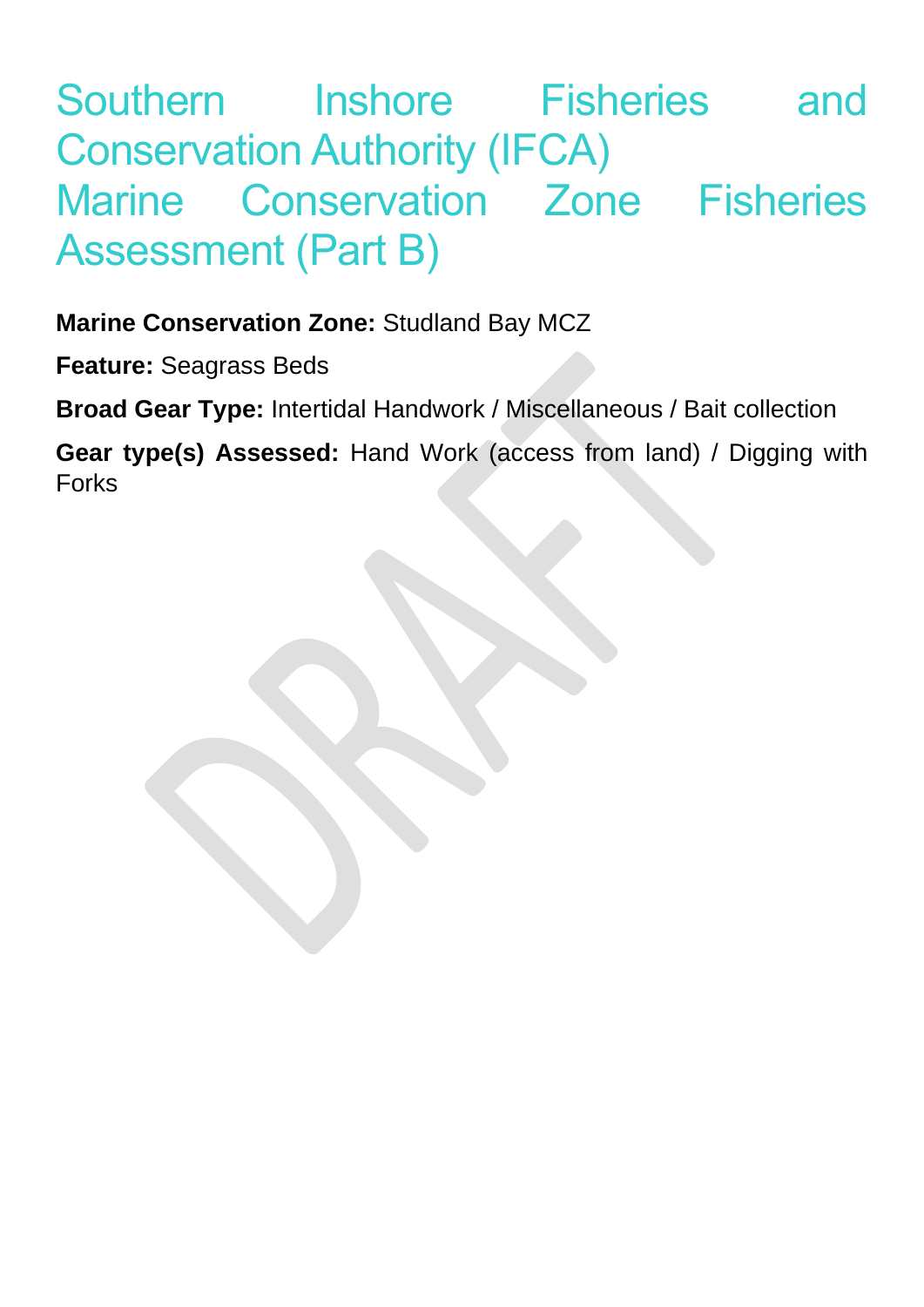# Southern Inshore Fisheries and Conservation Authority (IFCA) Marine Conservation Zone Fisheries Assessment (Part B)

**Marine Conservation Zone:** Studland Bay MCZ

**Feature:** Seagrass Beds

**Broad Gear Type:** Intertidal Handwork / Miscellaneous / Bait collection

**Gear type(s) Assessed:** Hand Work (access from land) / Digging with Forks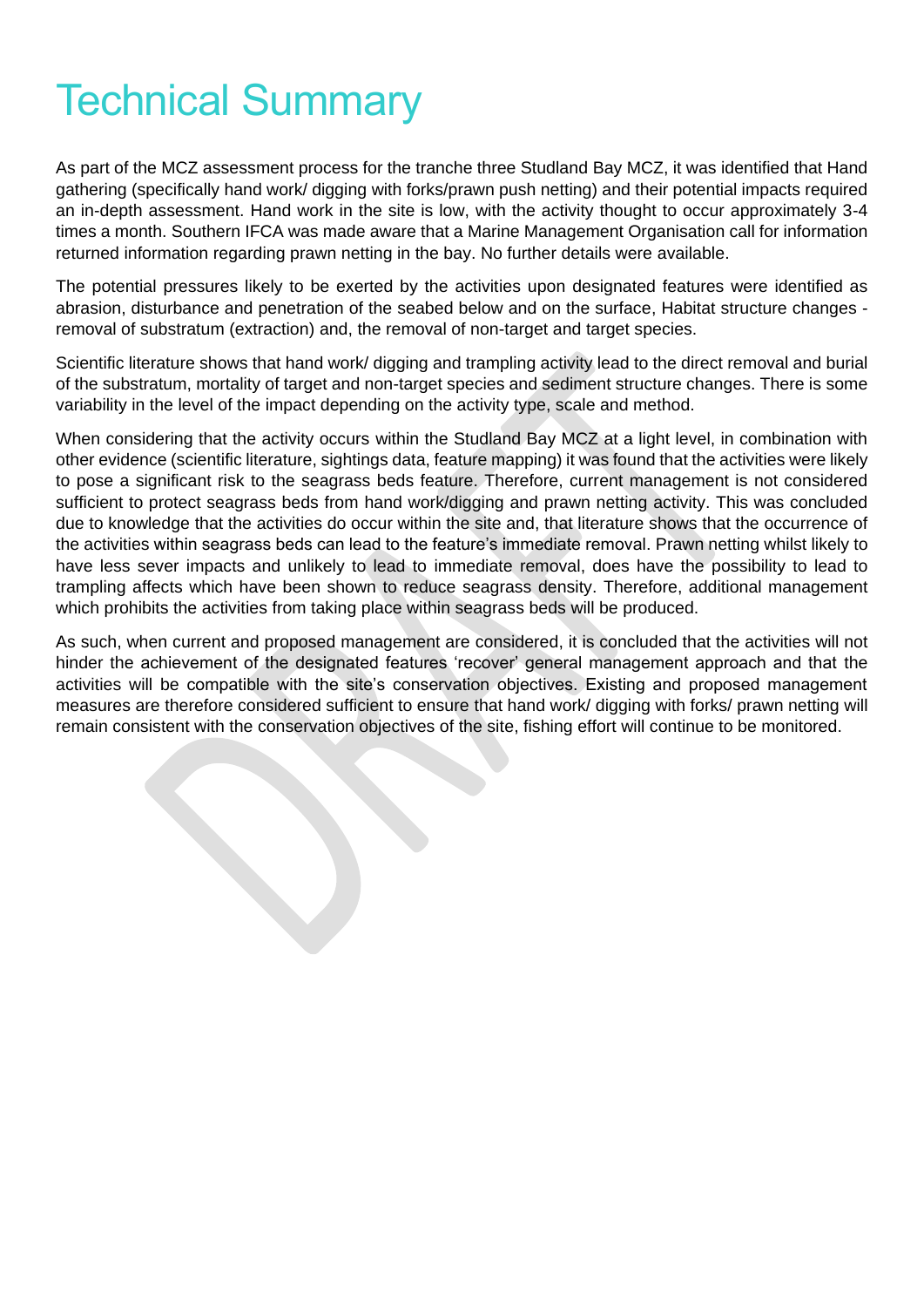# Technical Summary

As part of the MCZ assessment process for the tranche three Studland Bay MCZ, it was identified that Hand gathering (specifically hand work/ digging with forks/prawn push netting) and their potential impacts required an in-depth assessment. Hand work in the site is low, with the activity thought to occur approximately 3-4 times a month. Southern IFCA was made aware that a Marine Management Organisation call for information returned information regarding prawn netting in the bay. No further details were available.

The potential pressures likely to be exerted by the activities upon designated features were identified as abrasion, disturbance and penetration of the seabed below and on the surface, Habitat structure changes - removal of substratum (extraction) and, the removal of non-target and target species.

Scientific literature shows that hand work/ digging and trampling activity lead to the direct removal and burial of the substratum, mortality of target and non-target species and sediment structure changes. There is some variability in the level of the impact depending on the activity type, scale and method.

When considering that the activity occurs within the Studland Bay MCZ at a light level, in combination with other evidence (scientific literature, sightings data, feature mapping) it was found that the activities were likely to pose a significant risk to the seagrass beds feature. Therefore, current management is not considered sufficient to protect seagrass beds from hand work/digging and prawn netting activity. This was concluded due to knowledge that the activities do occur within the site and, that literature shows that the occurrence of the activities within seagrass beds can lead to the feature's immediate removal. Prawn netting whilst likely to have less sever impacts and unlikely to lead to immediate removal, does have the possibility to lead to trampling affects which have been shown to reduce seagrass density. Therefore, additional management which prohibits the activities from taking place within seagrass beds will be produced.

As such, when current and proposed management are considered, it is concluded that the activities will not hinder the achievement of the designated features 'recover' general management approach and that the activities will be compatible with the site's conservation objectives. Existing and proposed management measures are therefore considered sufficient to ensure that hand work/ digging with forks/ prawn netting will remain consistent with the conservation objectives of the site, fishing effort will continue to be monitored.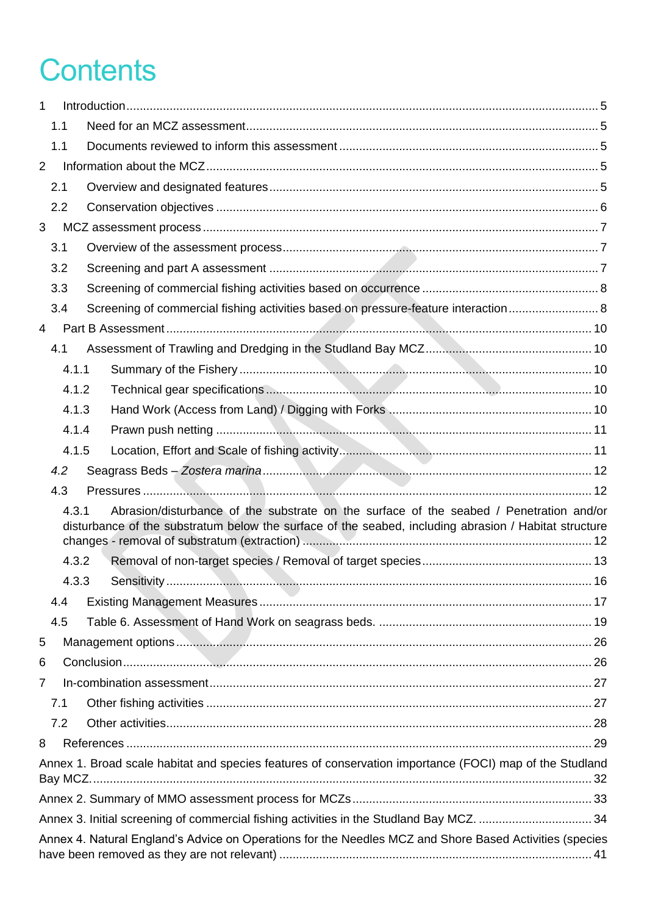# Contents

1 Introduction ..... 5

- 1.1 Need for an MCZ assessment ..... 5
- 1.1 Documents reviewed to inform this assessment ..... 5

2 Information about the MCZ ..... 5

- 2.1 Overview and designated features ..... 5
- 2.2 Conservation objectives ..... 6

3 MCZ assessment process ..... 7

- 3.1 Overview of the assessment process ..... 7
- 3.2 Screening and part A assessment ..... 7
- 3.3 Screening of commercial fishing activities based on occurrence ..... 8
- 3.4 Screening of commercial fishing activities based on pressure-feature interaction ..... 8

4 Part B Assessment ..... 10

- 4.1 Assessment of Trawling and Dredging in the Studland Bay MCZ ..... 10
  - 4.1.1 Summary of the Fishery ..... 10
  - 4.1.2 Technical gear specifications ..... 10
  - 4.1.3 Hand Work (Access from Land) / Digging with Forks ..... 10
  - 4.1.4 Prawn push netting ..... 11
  - 4.1.5 Location, Effort and Scale of fishing activity ..... 11
- *4.2* Seagrass Beds – *Zostera marina* ..... 12
- 4.3 Pressures ..... 12
  - 4.3.1 Abrasion/disturbance of the substrate on the surface of the seabed / Penetration and/or disturbance of the substratum below the surface of the seabed, including abrasion / Habitat structure changes - removal of substratum (extraction) ..... 12
  - 4.3.2 Removal of non-target species / Removal of target species ..... 13
  - 4.3.3 Sensitivity ..... 16
- 4.4 Existing Management Measures ..... 17
- 4.5 Table 6. Assessment of Hand Work on seagrass beds. ..... 19

5 Management options ..... 26

6 Conclusion ..... 26

7 In-combination assessment ..... 27

- 7.1 Other fishing activities ..... 27
- 7.2 Other activities ..... 28

8 References ..... 29

Annex 1. Broad scale habitat and species features of conservation importance (FOCI) map of the Studland Bay MCZ. ..... 32

Annex 2. Summary of MMO assessment process for MCZs ..... 33

Annex 3. Initial screening of commercial fishing activities in the Studland Bay MCZ. ..... 34

Annex 4. Natural England's Advice on Operations for the Needles MCZ and Shore Based Activities (species have been removed as they are not relevant) ..... 41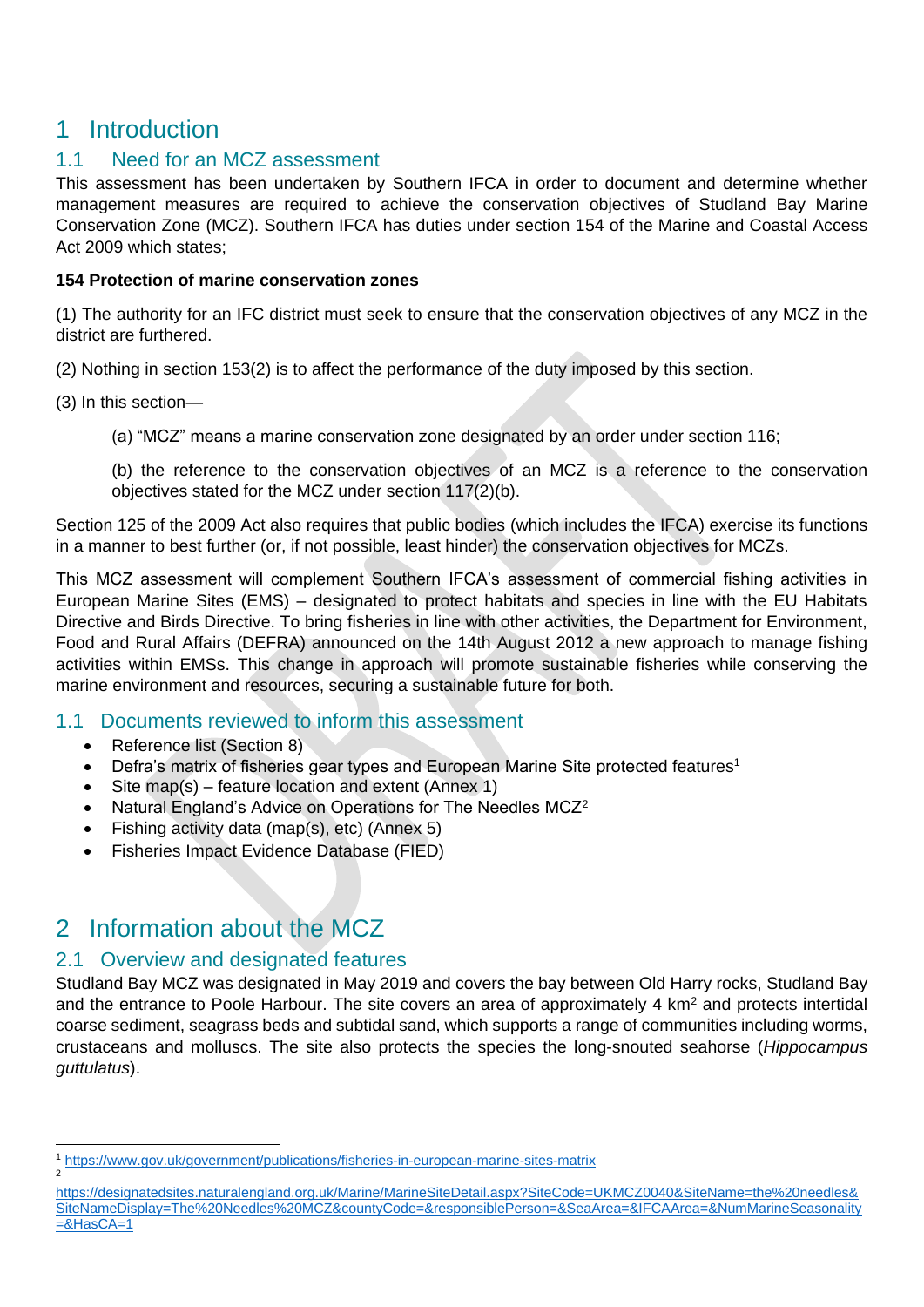# 1 Introduction

## 1.1 Need for an MCZ assessment

This assessment has been undertaken by Southern IFCA in order to document and determine whether management measures are required to achieve the conservation objectives of Studland Bay Marine Conservation Zone (MCZ). Southern IFCA has duties under section 154 of the Marine and Coastal Access Act 2009 which states;

**154 Protection of marine conservation zones**

(1) The authority for an IFC district must seek to ensure that the conservation objectives of any MCZ in the district are furthered.

(2) Nothing in section 153(2) is to affect the performance of the duty imposed by this section.

(3) In this section—

> (a) "MCZ" means a marine conservation zone designated by an order under section 116;
>
> (b) the reference to the conservation objectives of an MCZ is a reference to the conservation objectives stated for the MCZ under section 117(2)(b).

Section 125 of the 2009 Act also requires that public bodies (which includes the IFCA) exercise its functions in a manner to best further (or, if not possible, least hinder) the conservation objectives for MCZs.

This MCZ assessment will complement Southern IFCA's assessment of commercial fishing activities in European Marine Sites (EMS) – designated to protect habitats and species in line with the EU Habitats Directive and Birds Directive. To bring fisheries in line with other activities, the Department for Environment, Food and Rural Affairs (DEFRA) announced on the 14th August 2012 a new approach to manage fishing activities within EMSs. This change in approach will promote sustainable fisheries while conserving the marine environment and resources, securing a sustainable future for both.

## 1.1 Documents reviewed to inform this assessment

- Reference list (Section 8)
- Defra's matrix of fisheries gear types and European Marine Site protected features[1]
- Site map(s) – feature location and extent (Annex 1)
- Natural England's Advice on Operations for The Needles MCZ[2]
- Fishing activity data (map(s), etc) (Annex 5)
- Fisheries Impact Evidence Database (FIED)

# 2 Information about the MCZ

## 2.1 Overview and designated features

Studland Bay MCZ was designated in May 2019 and covers the bay between Old Harry rocks, Studland Bay and the entrance to Poole Harbour. The site covers an area of approximately 4 km$^2$ and protects intertidal coarse sediment, seagrass beds and subtidal sand, which supports a range of communities including worms, crustaceans and molluscs. The site also protects the species the long-snouted seahorse (*Hippocampus guttulatus*).

---

[1] https://www.gov.uk/government/publications/fisheries-in-european-marine-sites-matrix

[2] https://designatedsites.naturalengland.org.uk/Marine/MarineSiteDetail.aspx?SiteCode=UKMCZ0040&SiteName=the%20needles&SiteNameDisplay=The%20Needles%20MCZ&countyCode=&responsiblePerson=&SeaArea=&IFCAArea=&NumMarineSeasonality=&HasCA=1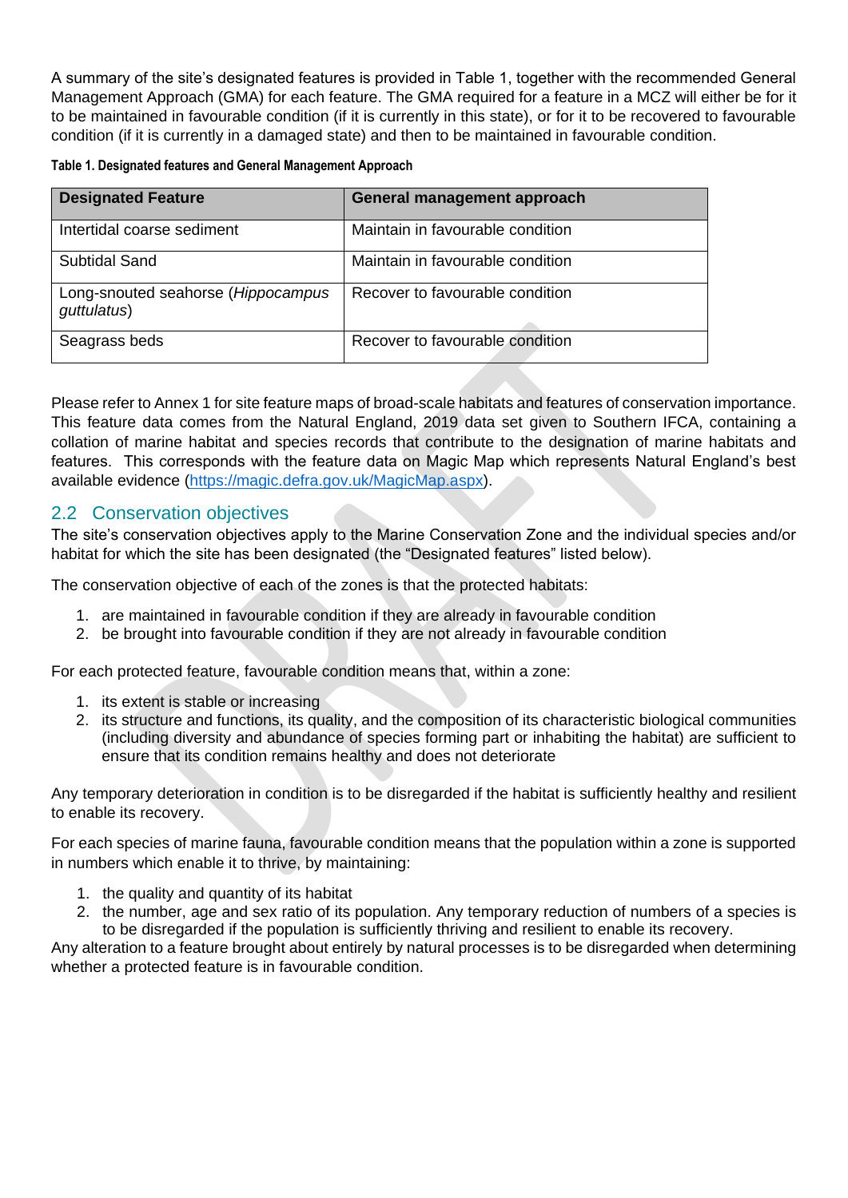A summary of the site's designated features is provided in Table 1, together with the recommended General Management Approach (GMA) for each feature. The GMA required for a feature in a MCZ will either be for it to be maintained in favourable condition (if it is currently in this state), or for it to be recovered to favourable condition (if it is currently in a damaged state) and then to be maintained in favourable condition.

**Table 1. Designated features and General Management Approach**

| Designated Feature | General management approach |
|---|---|
| Intertidal coarse sediment | Maintain in favourable condition |
| Subtidal Sand | Maintain in favourable condition |
| Long-snouted seahorse (*Hippocampus guttulatus*) | Recover to favourable condition |
| Seagrass beds | Recover to favourable condition |

Please refer to Annex 1 for site feature maps of broad-scale habitats and features of conservation importance. This feature data comes from the Natural England, 2019 data set given to Southern IFCA, containing a collation of marine habitat and species records that contribute to the designation of marine habitats and features. This corresponds with the feature data on Magic Map which represents Natural England's best available evidence (https://magic.defra.gov.uk/MagicMap.aspx).

## 2.2 Conservation objectives

The site's conservation objectives apply to the Marine Conservation Zone and the individual species and/or habitat for which the site has been designated (the "Designated features" listed below).

The conservation objective of each of the zones is that the protected habitats:

1. are maintained in favourable condition if they are already in favourable condition
2. be brought into favourable condition if they are not already in favourable condition

For each protected feature, favourable condition means that, within a zone:

1. its extent is stable or increasing
2. its structure and functions, its quality, and the composition of its characteristic biological communities (including diversity and abundance of species forming part or inhabiting the habitat) are sufficient to ensure that its condition remains healthy and does not deteriorate

Any temporary deterioration in condition is to be disregarded if the habitat is sufficiently healthy and resilient to enable its recovery.

For each species of marine fauna, favourable condition means that the population within a zone is supported in numbers which enable it to thrive, by maintaining:

1. the quality and quantity of its habitat
2. the number, age and sex ratio of its population. Any temporary reduction of numbers of a species is to be disregarded if the population is sufficiently thriving and resilient to enable its recovery.

Any alteration to a feature brought about entirely by natural processes is to be disregarded when determining whether a protected feature is in favourable condition.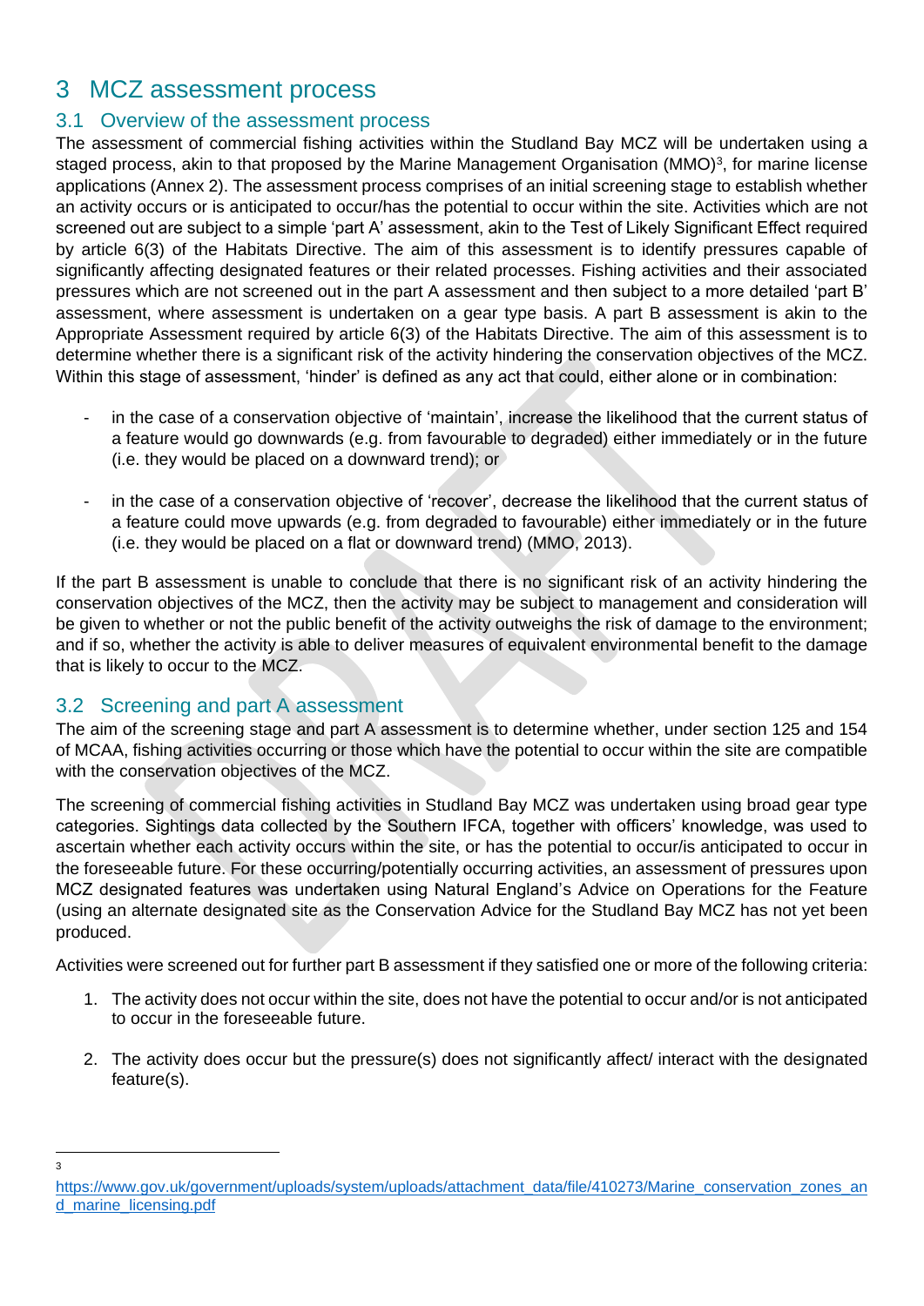# 3 MCZ assessment process

## 3.1 Overview of the assessment process

The assessment of commercial fishing activities within the Studland Bay MCZ will be undertaken using a staged process, akin to that proposed by the Marine Management Organisation (MMO)[3], for marine license applications (Annex 2). The assessment process comprises of an initial screening stage to establish whether an activity occurs or is anticipated to occur/has the potential to occur within the site. Activities which are not screened out are subject to a simple 'part A' assessment, akin to the Test of Likely Significant Effect required by article 6(3) of the Habitats Directive. The aim of this assessment is to identify pressures capable of significantly affecting designated features or their related processes. Fishing activities and their associated pressures which are not screened out in the part A assessment and then subject to a more detailed 'part B' assessment, where assessment is undertaken on a gear type basis. A part B assessment is akin to the Appropriate Assessment required by article 6(3) of the Habitats Directive. The aim of this assessment is to determine whether there is a significant risk of the activity hindering the conservation objectives of the MCZ. Within this stage of assessment, 'hinder' is defined as any act that could, either alone or in combination:

- in the case of a conservation objective of 'maintain', increase the likelihood that the current status of a feature would go downwards (e.g. from favourable to degraded) either immediately or in the future (i.e. they would be placed on a downward trend); or
- in the case of a conservation objective of 'recover', decrease the likelihood that the current status of a feature could move upwards (e.g. from degraded to favourable) either immediately or in the future (i.e. they would be placed on a flat or downward trend) (MMO, 2013).

If the part B assessment is unable to conclude that there is no significant risk of an activity hindering the conservation objectives of the MCZ, then the activity may be subject to management and consideration will be given to whether or not the public benefit of the activity outweighs the risk of damage to the environment; and if so, whether the activity is able to deliver measures of equivalent environmental benefit to the damage that is likely to occur to the MCZ.

## 3.2 Screening and part A assessment

The aim of the screening stage and part A assessment is to determine whether, under section 125 and 154 of MCAA, fishing activities occurring or those which have the potential to occur within the site are compatible with the conservation objectives of the MCZ.

The screening of commercial fishing activities in Studland Bay MCZ was undertaken using broad gear type categories. Sightings data collected by the Southern IFCA, together with officers' knowledge, was used to ascertain whether each activity occurs within the site, or has the potential to occur/is anticipated to occur in the foreseeable future. For these occurring/potentially occurring activities, an assessment of pressures upon MCZ designated features was undertaken using Natural England's Advice on Operations for the Feature (using an alternate designated site as the Conservation Advice for the Studland Bay MCZ has not yet been produced.

Activities were screened out for further part B assessment if they satisfied one or more of the following criteria:

1. The activity does not occur within the site, does not have the potential to occur and/or is not anticipated to occur in the foreseeable future.
2. The activity does occur but the pressure(s) does not significantly affect/ interact with the designated feature(s).

---

[3] https://www.gov.uk/government/uploads/system/uploads/attachment_data/file/410273/Marine_conservation_zones_and_marine_licensing.pdf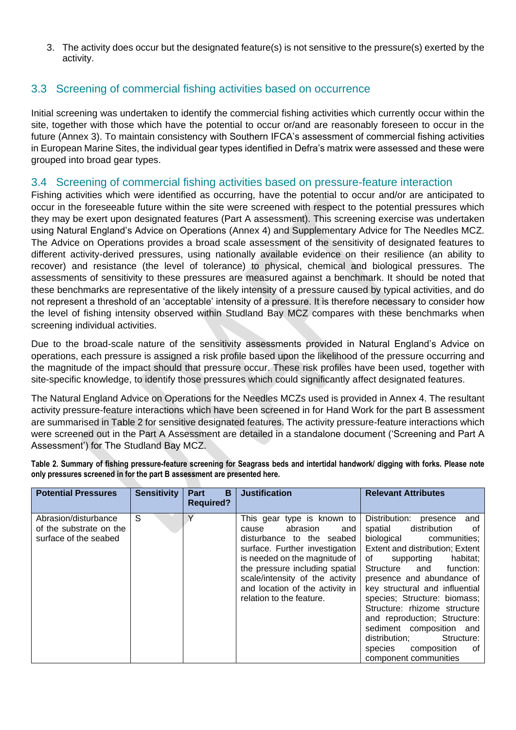3. The activity does occur but the designated feature(s) is not sensitive to the pressure(s) exerted by the activity.

## 3.3 Screening of commercial fishing activities based on occurrence

Initial screening was undertaken to identify the commercial fishing activities which currently occur within the site, together with those which have the potential to occur or/and are reasonably foreseen to occur in the future (Annex 3). To maintain consistency with Southern IFCA's assessment of commercial fishing activities in European Marine Sites, the individual gear types identified in Defra's matrix were assessed and these were grouped into broad gear types.

## 3.4 Screening of commercial fishing activities based on pressure-feature interaction

Fishing activities which were identified as occurring, have the potential to occur and/or are anticipated to occur in the foreseeable future within the site were screened with respect to the potential pressures which they may be exert upon designated features (Part A assessment). This screening exercise was undertaken using Natural England's Advice on Operations (Annex 4) and Supplementary Advice for The Needles MCZ. The Advice on Operations provides a broad scale assessment of the sensitivity of designated features to different activity-derived pressures, using nationally available evidence on their resilience (an ability to recover) and resistance (the level of tolerance) to physical, chemical and biological pressures. The assessments of sensitivity to these pressures are measured against a benchmark. It should be noted that these benchmarks are representative of the likely intensity of a pressure caused by typical activities, and do not represent a threshold of an 'acceptable' intensity of a pressure. It is therefore necessary to consider how the level of fishing intensity observed within Studland Bay MCZ compares with these benchmarks when screening individual activities.

Due to the broad-scale nature of the sensitivity assessments provided in Natural England's Advice on operations, each pressure is assigned a risk profile based upon the likelihood of the pressure occurring and the magnitude of the impact should that pressure occur. These risk profiles have been used, together with site-specific knowledge, to identify those pressures which could significantly affect designated features.

The Natural England Advice on Operations for the Needles MCZs used is provided in Annex 4. The resultant activity pressure-feature interactions which have been screened in for Hand Work for the part B assessment are summarised in Table 2 for sensitive designated features. The activity pressure-feature interactions which were screened out in the Part A Assessment are detailed in a standalone document ('Screening and Part A Assessment') for The Studland Bay MCZ.

**Table 2. Summary of fishing pressure-feature screening for Seagrass beds and intertidal handwork/ digging with forks. Please note only pressures screened in for the part B assessment are presented here.**

| Potential Pressures | Sensitivity | Part B Required? | Justification | Relevant Attributes |
|---|---|---|---|---|
| Abrasion/disturbance of the substrate on the surface of the seabed | S | Y | This gear type is known to cause abrasion and disturbance to the seabed surface. Further investigation is needed on the magnitude of the pressure including spatial scale/intensity of the activity and location of the activity in relation to the feature. | Distribution: presence and spatial distribution of biological communities; Extent and distribution; Extent of supporting habitat; Structure and function: presence and abundance of key structural and influential species; Structure: biomass; Structure: rhizome structure and reproduction; Structure: sediment composition and distribution; Structure: species composition of component communities |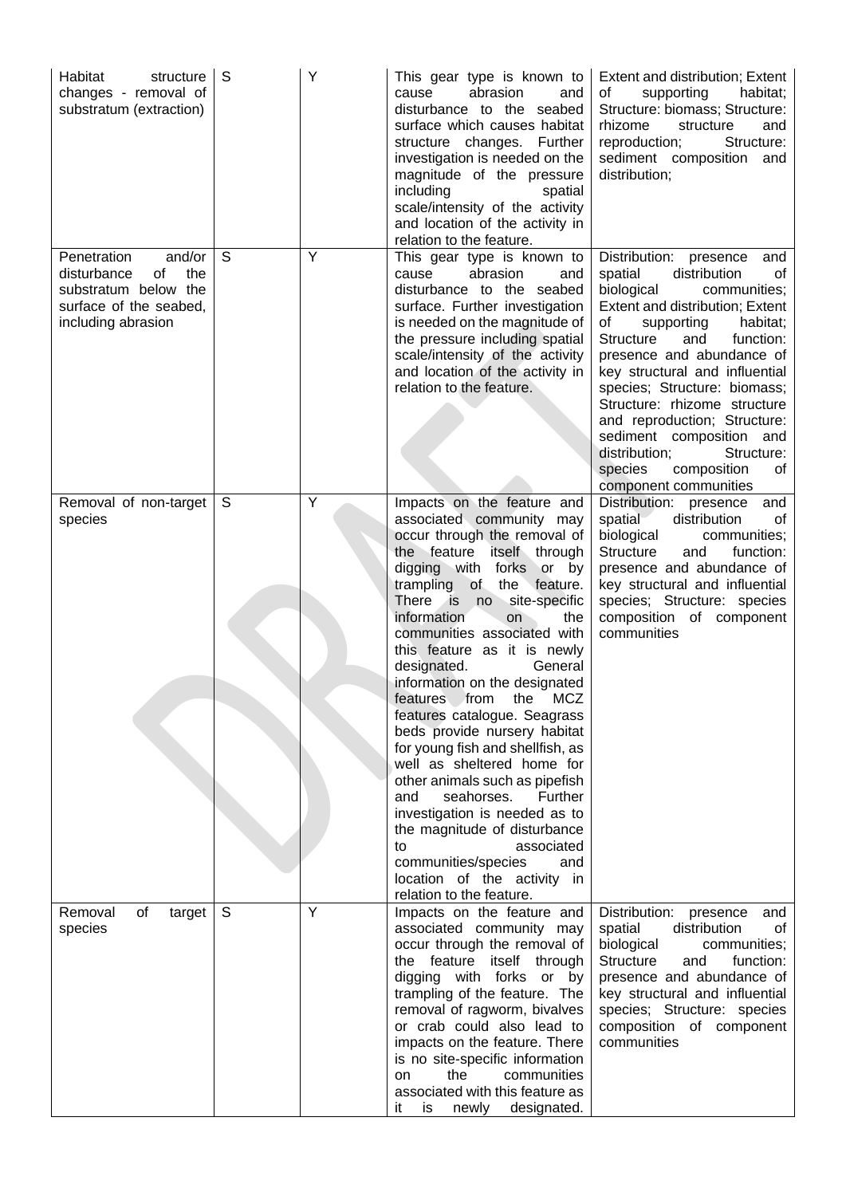| Habitat structure changes - removal of substratum (extraction) | S | Y | This gear type is known to cause abrasion and disturbance to the seabed surface which causes habitat structure changes. Further investigation is needed on the magnitude of the pressure including spatial scale/intensity of the activity and location of the activity in relation to the feature. | Extent and distribution; Extent of supporting habitat; Structure: biomass; Structure: rhizome structure and reproduction; Structure: sediment composition and distribution; |
|---|---|---|---|---|
| Penetration and/or disturbance of the substratum below the surface of the seabed, including abrasion | S | Y | This gear type is known to cause abrasion and disturbance to the seabed surface. Further investigation is needed on the magnitude of the pressure including spatial scale/intensity of the activity and location of the activity in relation to the feature. | Distribution: presence and spatial distribution of biological communities; Extent and distribution; Extent of supporting habitat; Structure and function: presence and abundance of key structural and influential species; Structure: biomass; Structure: rhizome structure and reproduction; Structure: sediment composition and distribution; Structure: species composition of component communities |
| Removal of non-target species | S | Y | Impacts on the feature and associated community may occur through the removal of the feature itself through digging with forks or by trampling of the feature. There is no site-specific information on the communities associated with this feature as it is newly designated. General information on the designated features from the MCZ features catalogue. Seagrass beds provide nursery habitat for young fish and shellfish, as well as sheltered home for other animals such as pipefish and seahorses. Further investigation is needed as to the magnitude of disturbance to associated communities/species and location of the activity in relation to the feature. | Distribution: presence and spatial distribution of biological communities; Structure and function: presence and abundance of key structural and influential species; Structure: species composition of component communities |
| Removal of target species | S | Y | Impacts on the feature and associated community may occur through the removal of the feature itself through digging with forks or by trampling of the feature. The removal of ragworm, bivalves or crab could also lead to impacts on the feature. There is no site-specific information on the communities associated with this feature as it is newly designated. | Distribution: presence and spatial distribution of biological communities; Structure and function: presence and abundance of key structural and influential species; Structure: species composition of component communities |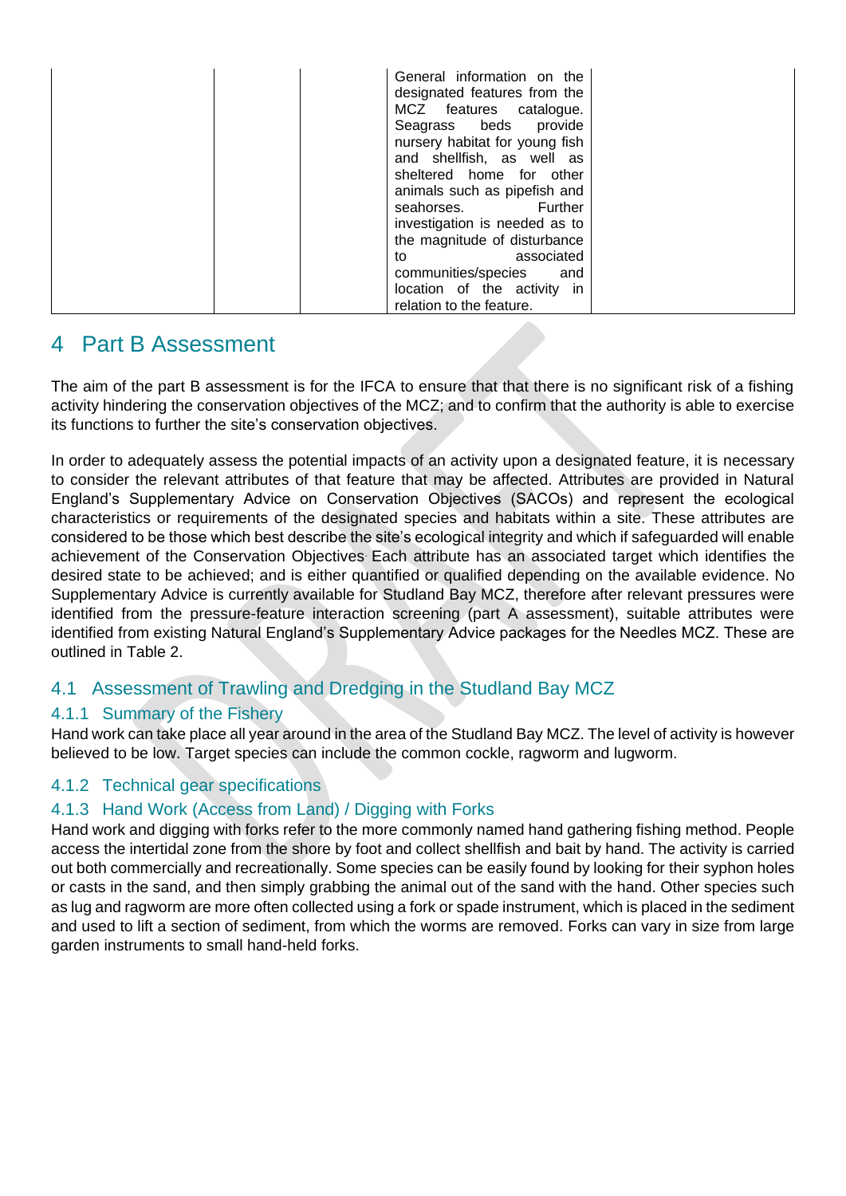| | | | General information on the designated features from the MCZ features catalogue. Seagrass beds provide nursery habitat for young fish and shellfish, as well as sheltered home for other animals such as pipefish and seahorses. Further investigation is needed as to the magnitude of disturbance to associated communities/species and location of the activity in relation to the feature. | |
|---|---|---|---|---|

# 4 Part B Assessment

The aim of the part B assessment is for the IFCA to ensure that that there is no significant risk of a fishing activity hindering the conservation objectives of the MCZ; and to confirm that the authority is able to exercise its functions to further the site's conservation objectives.

In order to adequately assess the potential impacts of an activity upon a designated feature, it is necessary to consider the relevant attributes of that feature that may be affected. Attributes are provided in Natural England's Supplementary Advice on Conservation Objectives (SACOs) and represent the ecological characteristics or requirements of the designated species and habitats within a site. These attributes are considered to be those which best describe the site's ecological integrity and which if safeguarded will enable achievement of the Conservation Objectives. Each attribute has an associated target which identifies the desired state to be achieved; and is either quantified or qualified depending on the available evidence. No Supplementary Advice is currently available for Studland Bay MCZ, therefore after relevant pressures were identified from the pressure-feature interaction screening (part A assessment), suitable attributes were identified from existing Natural England's Supplementary Advice packages for the Needles MCZ. These are outlined in Table 2.

## 4.1 Assessment of Trawling and Dredging in the Studland Bay MCZ

### 4.1.1 Summary of the Fishery

Hand work can take place all year around in the area of the Studland Bay MCZ. The level of activity is however believed to be low. Target species can include the common cockle, ragworm and lugworm.

### 4.1.2 Technical gear specifications

### 4.1.3 Hand Work (Access from Land) / Digging with Forks

Hand work and digging with forks refer to the more commonly named hand gathering fishing method. People access the intertidal zone from the shore by foot and collect shellfish and bait by hand. The activity is carried out both commercially and recreationally. Some species can be easily found by looking for their syphon holes or casts in the sand, and then simply grabbing the animal out of the sand with the hand. Other species such as lug and ragworm are more often collected using a fork or spade instrument, which is placed in the sediment and used to lift a section of sediment, from which the worms are removed. Forks can vary in size from large garden instruments to small hand-held forks.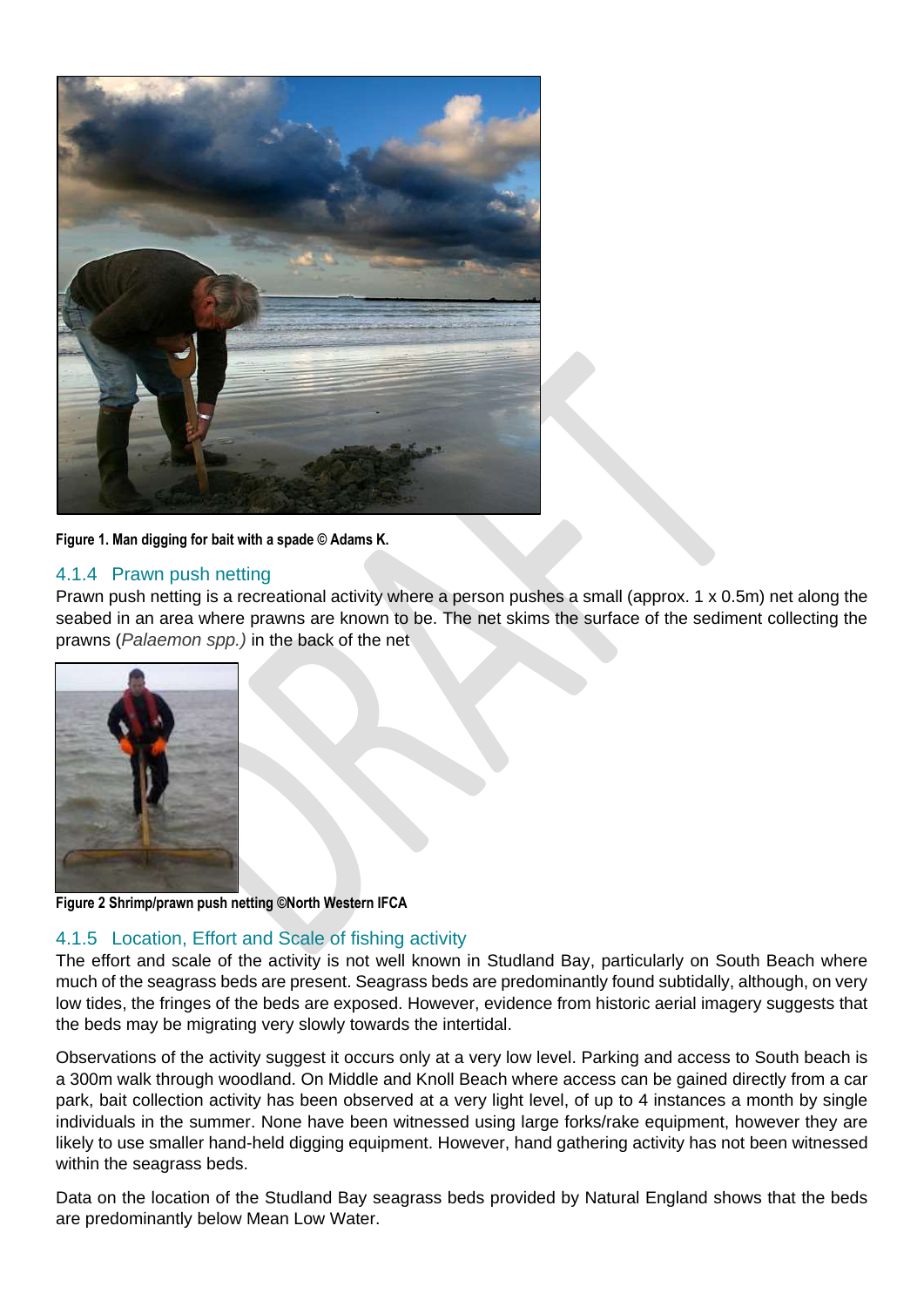**Figure 1. Man digging for bait with a spade © Adams K.**

### 4.1.4 Prawn push netting

Prawn push netting is a recreational activity where a person pushes a small (approx. 1 x 0.5m) net along the seabed in an area where prawns are known to be. The net skims the surface of the sediment collecting the prawns (*Palaemon spp.)* in the back of the net

**Figure 2 Shrimp/prawn push netting ©North Western IFCA**

### 4.1.5 Location, Effort and Scale of fishing activity

The effort and scale of the activity is not well known in Studland Bay, particularly on South Beach where much of the seagrass beds are present. Seagrass beds are predominantly found subtidally, although, on very low tides, the fringes of the beds are exposed. However, evidence from historic aerial imagery suggests that the beds may be migrating very slowly towards the intertidal.

Observations of the activity suggest it occurs only at a very low level. Parking and access to South beach is a 300m walk through woodland. On Middle and Knoll Beach where access can be gained directly from a car park, bait collection activity has been observed at a very light level, of up to 4 instances a month by single individuals in the summer. None have been witnessed using large forks/rake equipment, however they are likely to use smaller hand-held digging equipment. However, hand gathering activity has not been witnessed within the seagrass beds.

Data on the location of the Studland Bay seagrass beds provided by Natural England shows that the beds are predominantly below Mean Low Water.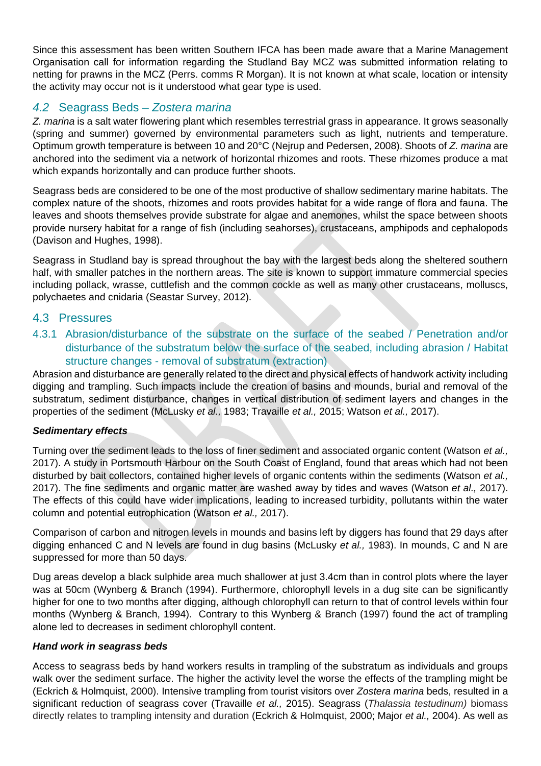Since this assessment has been written Southern IFCA has been made aware that a Marine Management Organisation call for information regarding the Studland Bay MCZ was submitted information relating to netting for prawns in the MCZ (Perrs. comms R Morgan). It is not known at what scale, location or intensity the activity may occur not is it understood what gear type is used.

## *4.2* Seagrass Beds – *Zostera marina*

*Z. marina* is a salt water flowering plant which resembles terrestrial grass in appearance. It grows seasonally (spring and summer) governed by environmental parameters such as light, nutrients and temperature. Optimum growth temperature is between 10 and 20°C (Nejrup and Pedersen, 2008). Shoots of *Z. marina* are anchored into the sediment via a network of horizontal rhizomes and roots. These rhizomes produce a mat which expands horizontally and can produce further shoots.

Seagrass beds are considered to be one of the most productive of shallow sedimentary marine habitats. The complex nature of the shoots, rhizomes and roots provides habitat for a wide range of flora and fauna. The leaves and shoots themselves provide substrate for algae and anemones, whilst the space between shoots provide nursery habitat for a range of fish (including seahorses), crustaceans, amphipods and cephalopods (Davison and Hughes, 1998).

Seagrass in Studland bay is spread throughout the bay with the largest beds along the sheltered southern half, with smaller patches in the northern areas. The site is known to support immature commercial species including pollack, wrasse, cuttlefish and the common cockle as well as many other crustaceans, molluscs, polychaetes and cnidaria (Seastar Survey, 2012).

## 4.3 Pressures

### 4.3.1 Abrasion/disturbance of the substrate on the surface of the seabed / Penetration and/or disturbance of the substratum below the surface of the seabed, including abrasion / Habitat structure changes - removal of substratum (extraction)

Abrasion and disturbance are generally related to the direct and physical effects of handwork activity including digging and trampling. Such impacts include the creation of basins and mounds, burial and removal of the substratum, sediment disturbance, changes in vertical distribution of sediment layers and changes in the properties of the sediment (McLusky *et al.,* 1983; Travaille *et al.,* 2015; Watson *et al.,* 2017).

***Sedimentary effects***

Turning over the sediment leads to the loss of finer sediment and associated organic content (Watson *et al.,* 2017). A study in Portsmouth Harbour on the South Coast of England, found that areas which had not been disturbed by bait collectors, contained higher levels of organic contents within the sediments (Watson *et al.,* 2017). The fine sediments and organic matter are washed away by tides and waves (Watson *et al.,* 2017). The effects of this could have wider implications, leading to increased turbidity, pollutants within the water column and potential eutrophication (Watson *et al.,* 2017).

Comparison of carbon and nitrogen levels in mounds and basins left by diggers has found that 29 days after digging enhanced C and N levels are found in dug basins (McLusky *et al.,* 1983). In mounds, C and N are suppressed for more than 50 days.

Dug areas develop a black sulphide area much shallower at just 3.4cm than in control plots where the layer was at 50cm (Wynberg & Branch (1994). Furthermore, chlorophyll levels in a dug site can be significantly higher for one to two months after digging, although chlorophyll can return to that of control levels within four months (Wynberg & Branch, 1994). Contrary to this Wynberg & Branch (1997) found the act of trampling alone led to decreases in sediment chlorophyll content.

***Hand work in seagrass beds***

Access to seagrass beds by hand workers results in trampling of the substratum as individuals and groups walk over the sediment surface. The higher the activity level the worse the effects of the trampling might be (Eckrich & Holmquist, 2000). Intensive trampling from tourist visitors over *Zostera marina* beds, resulted in a significant reduction of seagrass cover (Travaille *et al.,* 2015). Seagrass (*Thalassia testudinum)* biomass directly relates to trampling intensity and duration (Eckrich & Holmquist, 2000; Major *et al.,* 2004). As well as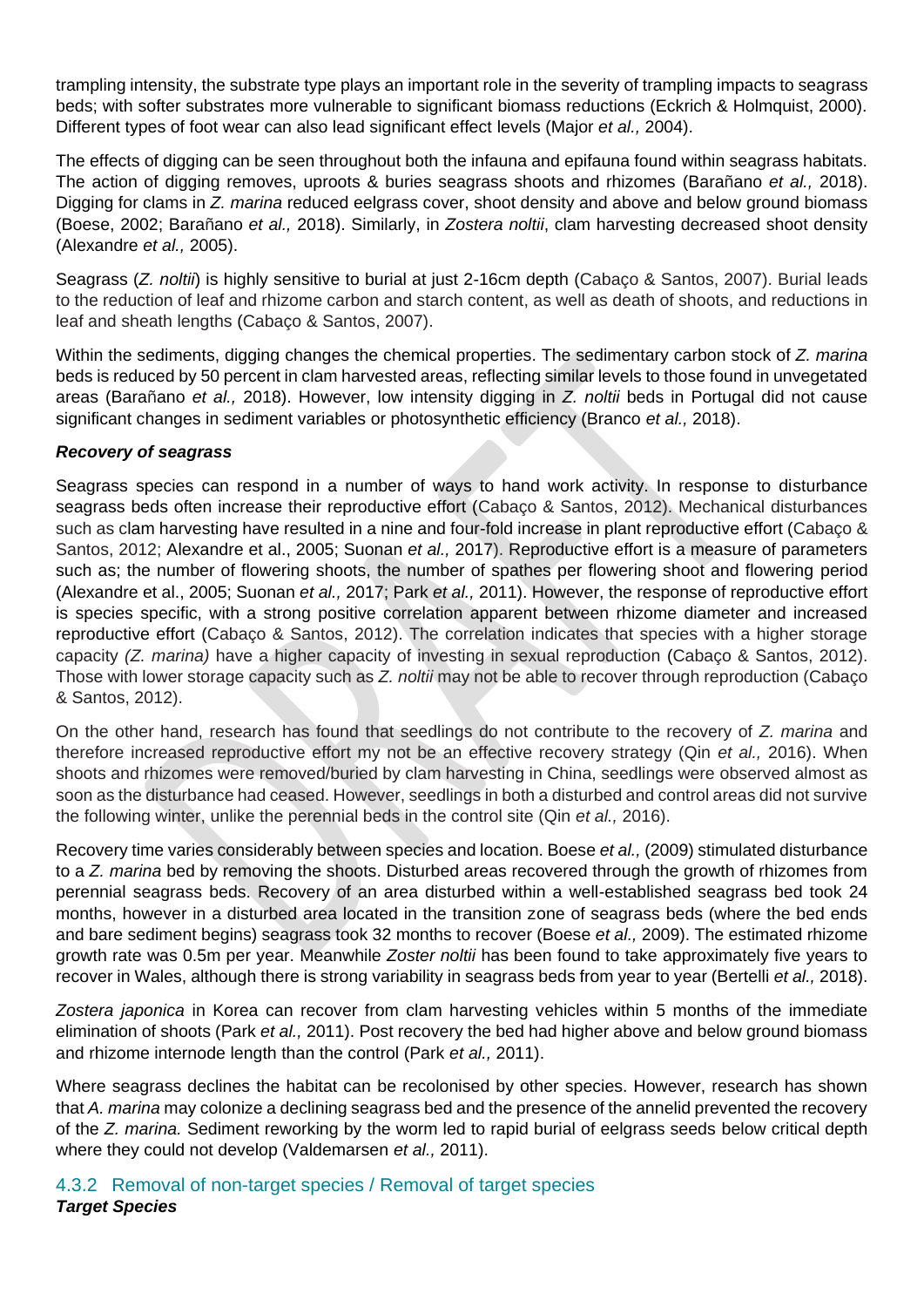trampling intensity, the substrate type plays an important role in the severity of trampling impacts to seagrass beds; with softer substrates more vulnerable to significant biomass reductions (Eckrich & Holmquist, 2000). Different types of foot wear can also lead significant effect levels (Major *et al.,* 2004).

The effects of digging can be seen throughout both the infauna and epifauna found within seagrass habitats. The action of digging removes, uproots & buries seagrass shoots and rhizomes (Barañano *et al.,* 2018). Digging for clams in *Z. marina* reduced eelgrass cover, shoot density and above and below ground biomass (Boese, 2002; Barañano *et al.,* 2018). Similarly, in *Zostera noltii*, clam harvesting decreased shoot density (Alexandre *et al.,* 2005).

Seagrass (*Z. noltii*) is highly sensitive to burial at just 2-16cm depth (Cabaço & Santos, 2007). Burial leads to the reduction of leaf and rhizome carbon and starch content, as well as death of shoots, and reductions in leaf and sheath lengths (Cabaço & Santos, 2007).

Within the sediments, digging changes the chemical properties. The sedimentary carbon stock of *Z. marina* beds is reduced by 50 percent in clam harvested areas, reflecting similar levels to those found in unvegetated areas (Barañano *et al.,* 2018). However, low intensity digging in *Z. noltii* beds in Portugal did not cause significant changes in sediment variables or photosynthetic efficiency (Branco *et al.,* 2018).

***Recovery of seagrass***

Seagrass species can respond in a number of ways to hand work activity. In response to disturbance seagrass beds often increase their reproductive effort (Cabaço & Santos, 2012). Mechanical disturbances such as clam harvesting have resulted in a nine and four-fold increase in plant reproductive effort (Cabaço & Santos, 2012; Alexandre et al., 2005; Suonan *et al.,* 2017). Reproductive effort is a measure of parameters such as; the number of flowering shoots, the number of spathes per flowering shoot and flowering period (Alexandre et al., 2005; Suonan *et al.,* 2017; Park *et al.,* 2011). However, the response of reproductive effort is species specific, with a strong positive correlation apparent between rhizome diameter and increased reproductive effort (Cabaço & Santos, 2012). The correlation indicates that species with a higher storage capacity *(Z. marina)* have a higher capacity of investing in sexual reproduction (Cabaço & Santos, 2012). Those with lower storage capacity such as *Z. noltii* may not be able to recover through reproduction (Cabaço & Santos, 2012).

On the other hand, research has found that seedlings do not contribute to the recovery of *Z. marina* and therefore increased reproductive effort my not be an effective recovery strategy (Qin *et al.,* 2016). When shoots and rhizomes were removed/buried by clam harvesting in China, seedlings were observed almost as soon as the disturbance had ceased. However, seedlings in both a disturbed and control areas did not survive the following winter, unlike the perennial beds in the control site (Qin *et al.,* 2016).

Recovery time varies considerably between species and location. Boese *et al.,* (2009) stimulated disturbance to a *Z. marina* bed by removing the shoots. Disturbed areas recovered through the growth of rhizomes from perennial seagrass beds. Recovery of an area disturbed within a well-established seagrass bed took 24 months, however in a disturbed area located in the transition zone of seagrass beds (where the bed ends and bare sediment begins) seagrass took 32 months to recover (Boese *et al.,* 2009). The estimated rhizome growth rate was 0.5m per year. Meanwhile *Zoster noltii* has been found to take approximately five years to recover in Wales, although there is strong variability in seagrass beds from year to year (Bertelli *et al.,* 2018).

*Zostera japonica* in Korea can recover from clam harvesting vehicles within 5 months of the immediate elimination of shoots (Park *et al.,* 2011). Post recovery the bed had higher above and below ground biomass and rhizome internode length than the control (Park *et al.,* 2011).

Where seagrass declines the habitat can be recolonised by other species. However, research has shown that *A. marina* may colonize a declining seagrass bed and the presence of the annelid prevented the recovery of the *Z. marina.* Sediment reworking by the worm led to rapid burial of eelgrass seeds below critical depth where they could not develop (Valdemarsen *et al.,* 2011).

### 4.3.2 Removal of non-target species / Removal of target species

***Target Species***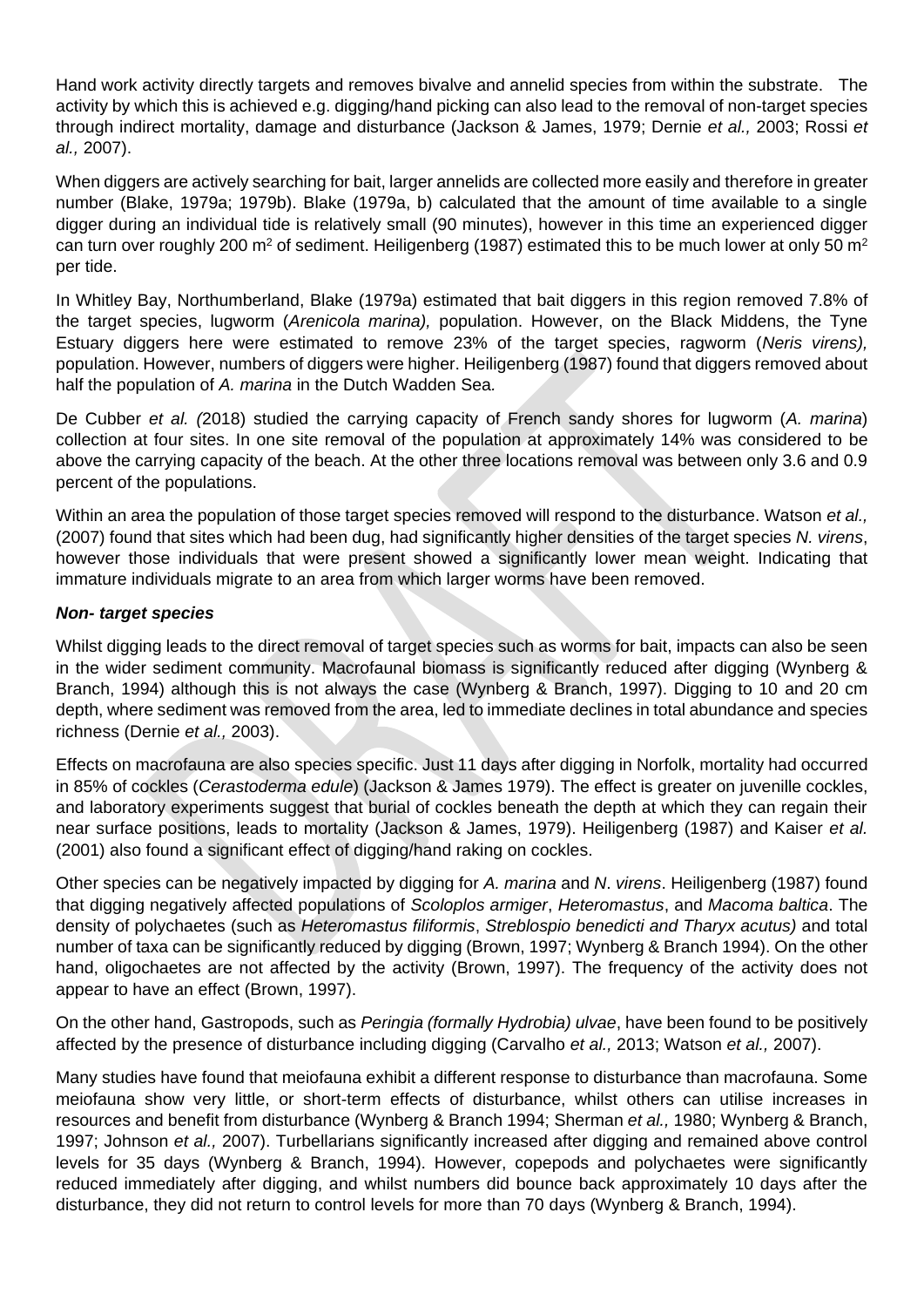Hand work activity directly targets and removes bivalve and annelid species from within the substrate. The activity by which this is achieved e.g. digging/hand picking can also lead to the removal of non-target species through indirect mortality, damage and disturbance (Jackson & James, 1979; Dernie *et al.,* 2003; Rossi *et al.,* 2007).

When diggers are actively searching for bait, larger annelids are collected more easily and therefore in greater number (Blake, 1979a; 1979b). Blake (1979a, b) calculated that the amount of time available to a single digger during an individual tide is relatively small (90 minutes), however in this time an experienced digger can turn over roughly 200 m$^2$ of sediment. Heiligenberg (1987) estimated this to be much lower at only 50 m$^2$ per tide.

In Whitley Bay, Northumberland, Blake (1979a) estimated that bait diggers in this region removed 7.8% of the target species, lugworm (*Arenicola marina),* population. However, on the Black Middens, the Tyne Estuary diggers here were estimated to remove 23% of the target species, ragworm (*Neris virens),* population. However, numbers of diggers were higher. Heiligenberg (1987) found that diggers removed about half the population of *A. marina* in the Dutch Wadden Sea.

De Cubber *et al. (*2018) studied the carrying capacity of French sandy shores for lugworm (*A. marina*) collection at four sites. In one site removal of the population at approximately 14% was considered to be above the carrying capacity of the beach. At the other three locations removal was between only 3.6 and 0.9 percent of the populations.

Within an area the population of those target species removed will respond to the disturbance. Watson *et al.,* (2007) found that sites which had been dug, had significantly higher densities of the target species *N. virens*, however those individuals that were present showed a significantly lower mean weight. Indicating that immature individuals migrate to an area from which larger worms have been removed.

***Non- target species***

Whilst digging leads to the direct removal of target species such as worms for bait, impacts can also be seen in the wider sediment community. Macrofaunal biomass is significantly reduced after digging (Wynberg & Branch, 1994) although this is not always the case (Wynberg & Branch, 1997). Digging to 10 and 20 cm depth, where sediment was removed from the area, led to immediate declines in total abundance and species richness (Dernie *et al.,* 2003).

Effects on macrofauna are also species specific. Just 11 days after digging in Norfolk, mortality had occurred in 85% of cockles (*Cerastoderma edule*) (Jackson & James 1979). The effect is greater on juvenille cockles, and laboratory experiments suggest that burial of cockles beneath the depth at which they can regain their near surface positions, leads to mortality (Jackson & James, 1979). Heiligenberg (1987) and Kaiser *et al.* (2001) also found a significant effect of digging/hand raking on cockles.

Other species can be negatively impacted by digging for *A. marina* and *N*. *virens*. Heiligenberg (1987) found that digging negatively affected populations of *Scoloplos armiger*, *Heteromastus*, and *Macoma baltica*. The density of polychaetes (such as *Heteromastus filiformis*, *Streblospio benedicti and Tharyx acutus)* and total number of taxa can be significantly reduced by digging (Brown, 1997; Wynberg & Branch 1994). On the other hand, oligochaetes are not affected by the activity (Brown, 1997). The frequency of the activity does not appear to have an effect (Brown, 1997).

On the other hand, Gastropods, such as *Peringia (formally Hydrobia) ulvae*, have been found to be positively affected by the presence of disturbance including digging (Carvalho *et al.,* 2013; Watson *et al.,* 2007).

Many studies have found that meiofauna exhibit a different response to disturbance than macrofauna. Some meiofauna show very little, or short-term effects of disturbance, whilst others can utilise increases in resources and benefit from disturbance (Wynberg & Branch 1994; Sherman *et al.,* 1980; Wynberg & Branch, 1997; Johnson *et al.,* 2007). Turbellarians significantly increased after digging and remained above control levels for 35 days (Wynberg & Branch, 1994). However, copepods and polychaetes were significantly reduced immediately after digging, and whilst numbers did bounce back approximately 10 days after the disturbance, they did not return to control levels for more than 70 days (Wynberg & Branch, 1994).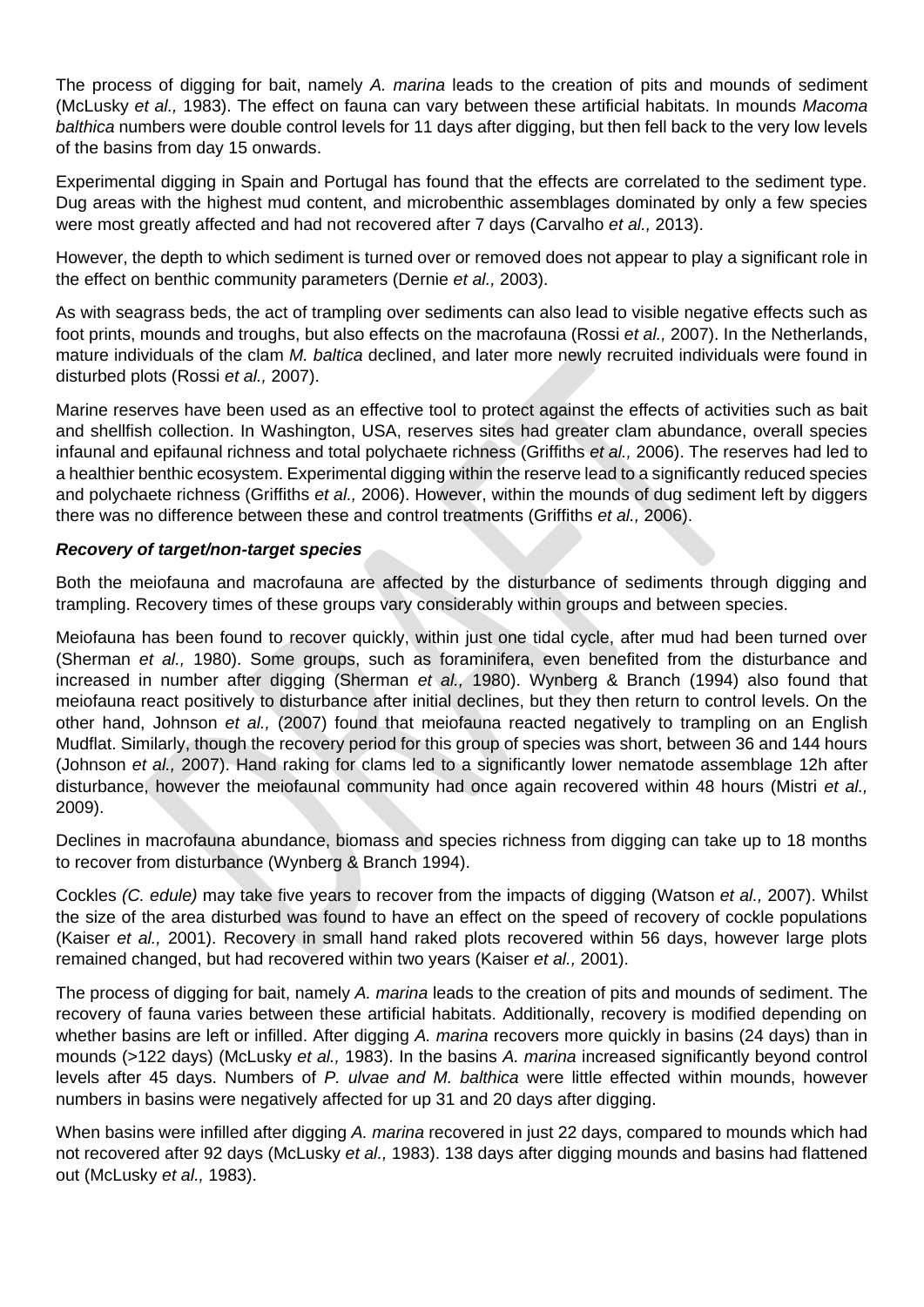The process of digging for bait, namely *A. marina* leads to the creation of pits and mounds of sediment (McLusky *et al.,* 1983). The effect on fauna can vary between these artificial habitats. In mounds *Macoma balthica* numbers were double control levels for 11 days after digging, but then fell back to the very low levels of the basins from day 15 onwards.

Experimental digging in Spain and Portugal has found that the effects are correlated to the sediment type. Dug areas with the highest mud content, and microbenthic assemblages dominated by only a few species were most greatly affected and had not recovered after 7 days (Carvalho *et al.,* 2013).

However, the depth to which sediment is turned over or removed does not appear to play a significant role in the effect on benthic community parameters (Dernie *et al.,* 2003).

As with seagrass beds, the act of trampling over sediments can also lead to visible negative effects such as foot prints, mounds and troughs, but also effects on the macrofauna (Rossi *et al.,* 2007). In the Netherlands, mature individuals of the clam *M. baltica* declined, and later more newly recruited individuals were found in disturbed plots (Rossi *et al.,* 2007).

Marine reserves have been used as an effective tool to protect against the effects of activities such as bait and shellfish collection. In Washington, USA, reserves sites had greater clam abundance, overall species infaunal and epifaunal richness and total polychaete richness (Griffiths *et al.,* 2006). The reserves had led to a healthier benthic ecosystem. Experimental digging within the reserve lead to a significantly reduced species and polychaete richness (Griffiths *et al.,* 2006). However, within the mounds of dug sediment left by diggers there was no difference between these and control treatments (Griffiths *et al.,* 2006).

***Recovery of target/non-target species***

Both the meiofauna and macrofauna are affected by the disturbance of sediments through digging and trampling. Recovery times of these groups vary considerably within groups and between species.

Meiofauna has been found to recover quickly, within just one tidal cycle, after mud had been turned over (Sherman *et al.,* 1980). Some groups, such as foraminifera, even benefited from the disturbance and increased in number after digging (Sherman *et al.,* 1980). Wynberg & Branch (1994) also found that meiofauna react positively to disturbance after initial declines, but they then return to control levels. On the other hand, Johnson *et al.,* (2007) found that meiofauna reacted negatively to trampling on an English Mudflat. Similarly, though the recovery period for this group of species was short, between 36 and 144 hours (Johnson *et al.,* 2007). Hand raking for clams led to a significantly lower nematode assemblage 12h after disturbance, however the meiofaunal community had once again recovered within 48 hours (Mistri *et al.,* 2009).

Declines in macrofauna abundance, biomass and species richness from digging can take up to 18 months to recover from disturbance (Wynberg & Branch 1994).

Cockles *(C. edule)* may take five years to recover from the impacts of digging (Watson *et al.,* 2007). Whilst the size of the area disturbed was found to have an effect on the speed of recovery of cockle populations (Kaiser *et al.,* 2001). Recovery in small hand raked plots recovered within 56 days, however large plots remained changed, but had recovered within two years (Kaiser *et al.,* 2001).

The process of digging for bait, namely *A. marina* leads to the creation of pits and mounds of sediment. The recovery of fauna varies between these artificial habitats. Additionally, recovery is modified depending on whether basins are left or infilled. After digging *A. marina* recovers more quickly in basins (24 days) than in mounds (>122 days) (McLusky *et al.,* 1983). In the basins *A. marina* increased significantly beyond control levels after 45 days. Numbers of *P. ulvae and M. balthica* were little effected within mounds, however numbers in basins were negatively affected for up 31 and 20 days after digging.

When basins were infilled after digging *A. marina* recovered in just 22 days, compared to mounds which had not recovered after 92 days (McLusky *et al.,* 1983). 138 days after digging mounds and basins had flattened out (McLusky *et al.,* 1983).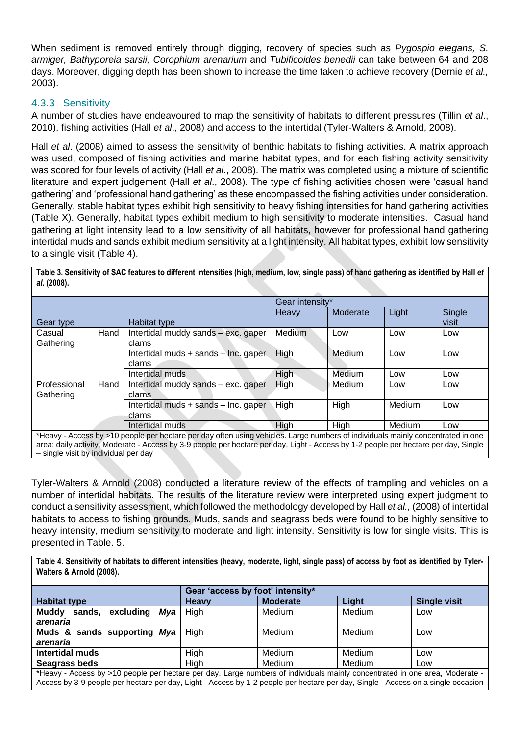When sediment is removed entirely through digging, recovery of species such as *Pygospio elegans, S. armiger, Bathyporeia sarsii, Corophium arenarium* and *Tubificoides benedii* can take between 64 and 208 days. Moreover, digging depth has been shown to increase the time taken to achieve recovery (Dernie *et al.,* 2003).

### 4.3.3 Sensitivity

A number of studies have endeavoured to map the sensitivity of habitats to different pressures (Tillin *et al*., 2010), fishing activities (Hall *et al*., 2008) and access to the intertidal (Tyler-Walters & Arnold, 2008).

Hall *et al*. (2008) aimed to assess the sensitivity of benthic habitats to fishing activities. A matrix approach was used, composed of fishing activities and marine habitat types, and for each fishing activity sensitivity was scored for four levels of activity (Hall *et al*., 2008). The matrix was completed using a mixture of scientific literature and expert judgement (Hall *et al*., 2008). The type of fishing activities chosen were 'casual hand gathering' and 'professional hand gathering' as these encompassed the fishing activities under consideration. Generally, stable habitat types exhibit high sensitivity to heavy fishing intensities for hand gathering activities (Table X). Generally, habitat types exhibit medium to high sensitivity to moderate intensities. Casual hand gathering at light intensity lead to a low sensitivity of all habitats, however for professional hand gathering intertidal muds and sands exhibit medium sensitivity at a light intensity. All habitat types, exhibit low sensitivity to a single visit (Table 4).

**Table 3. Sensitivity of SAC features to different intensities (high, medium, low, single pass) of hand gathering as identified by Hall *et al.* (2008).**

| Gear type | Habitat type | Gear intensity* | | | |
|---|---|---|---|---|---|
| | | Heavy | Moderate | Light | Single visit |
| Casual Hand Gathering | Intertidal muddy sands – exc. gaper clams | Medium | Low | Low | Low |
| | Intertidal muds + sands – Inc. gaper clams | High | Medium | Low | Low |
| | Intertidal muds | High | Medium | Low | Low |
| Professional Hand Gathering | Intertidal muddy sands – exc. gaper clams | High | Medium | Low | Low |
| | Intertidal muds + sands – Inc. gaper clams | High | High | Medium | Low |
| | Intertidal muds | High | High | Medium | Low |

*Heavy - Access by >10 people per hectare per day often using vehicles. Large numbers of individuals mainly concentrated in one area: daily activity, Moderate - Access by 3-9 people per hectare per day, Light - Access by 1-2 people per hectare per day, Single – single visit by individual per day

Tyler-Walters & Arnold (2008) conducted a literature review of the effects of trampling and vehicles on a number of intertidal habitats. The results of the literature review were interpreted using expert judgment to conduct a sensitivity assessment, which followed the methodology developed by Hall *et al.,* (2008) of intertidal habitats to access to fishing grounds. Muds, sands and seagrass beds were found to be highly sensitive to heavy intensity, medium sensitivity to moderate and light intensity. Sensitivity is low for single visits. This is presented in Table. 5.

**Table 4. Sensitivity of habitats to different intensities (heavy, moderate, light, single pass) of access by foot as identified by Tyler-Walters & Arnold (2008).**

| | Gear 'access by foot' intensity* | | | |
|---|---|---|---|---|
| **Habitat type** | **Heavy** | **Moderate** | **Light** | **Single visit** |
| **Muddy sands, excluding *Mya arenaria*** | High | Medium | Medium | Low |
| **Muds & sands supporting *Mya arenaria*** | High | Medium | Medium | Low |
| **Intertidal muds** | High | Medium | Medium | Low |
| **Seagrass beds** | High | Medium | Medium | Low |

*Heavy - Access by >10 people per hectare per day. Large numbers of individuals mainly concentrated in one area, Moderate - Access by 3-9 people per hectare per day, Light - Access by 1-2 people per hectare per day, Single - Access on a single occasion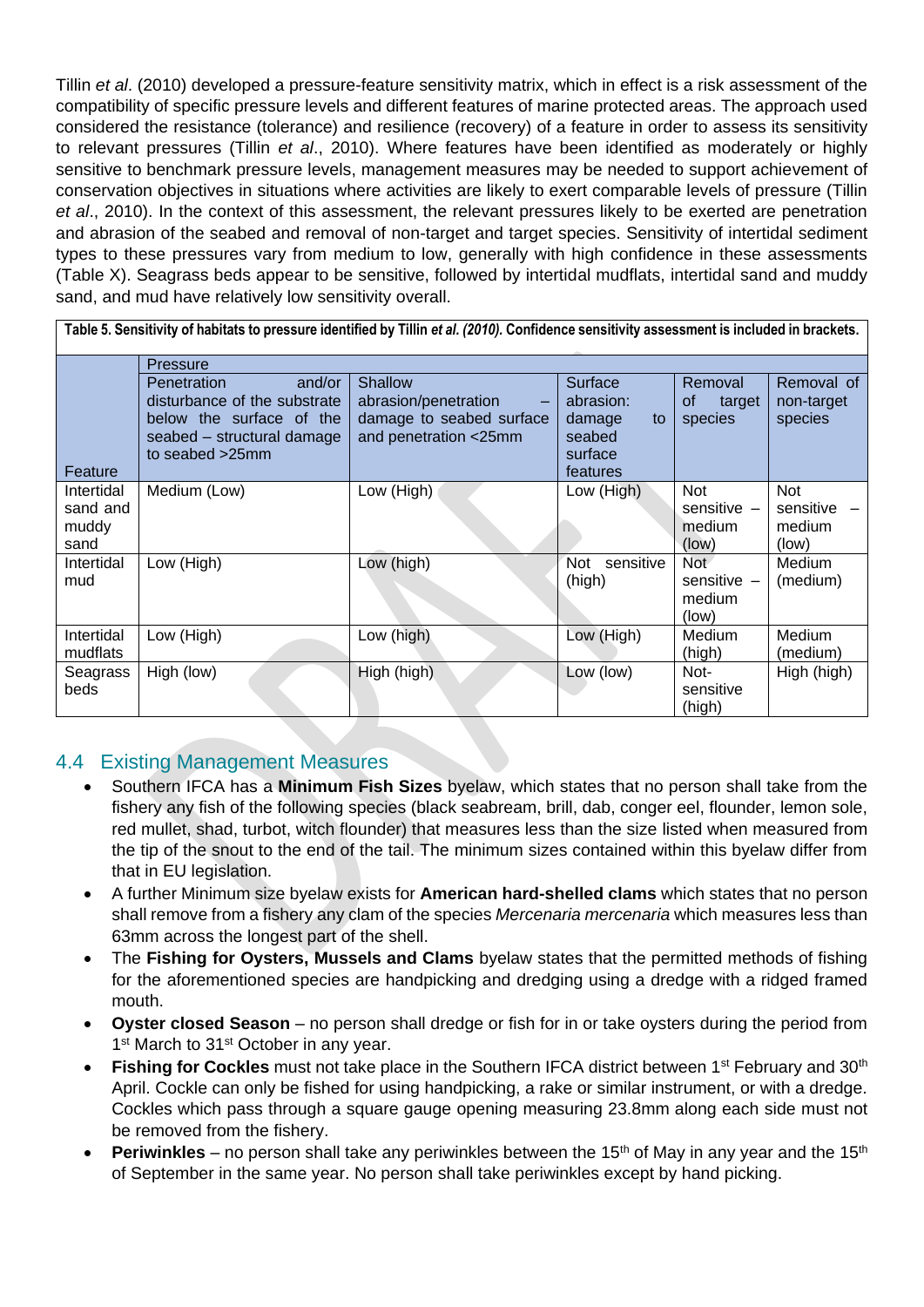Tillin *et al*. (2010) developed a pressure-feature sensitivity matrix, which in effect is a risk assessment of the compatibility of specific pressure levels and different features of marine protected areas. The approach used considered the resistance (tolerance) and resilience (recovery) of a feature in order to assess its sensitivity to relevant pressures (Tillin *et al*., 2010). Where features have been identified as moderately or highly sensitive to benchmark pressure levels, management measures may be needed to support achievement of conservation objectives in situations where activities are likely to exert comparable levels of pressure (Tillin *et al*., 2010). In the context of this assessment, the relevant pressures likely to be exerted are penetration and abrasion of the seabed and removal of non-target and target species. Sensitivity of intertidal sediment types to these pressures vary from medium to low, generally with high confidence in these assessments (Table X). Seagrass beds appear to be sensitive, followed by intertidal mudflats, intertidal sand and muddy sand, and mud have relatively low sensitivity overall.

**Table 5. Sensitivity of habitats to pressure identified by Tillin *et al. (2010)*. Confidence sensitivity assessment is included in brackets.**

| | Pressure | | | | |
|---|---|---|---|---|---|
| Feature | Penetration and/or disturbance of the substrate below the surface of the seabed – structural damage to seabed >25mm | Shallow abrasion/penetration – damage to seabed surface and penetration <25mm | Surface abrasion: damage to seabed surface features | Removal of target species | Removal of non-target species |
| Intertidal sand and muddy sand | Medium (Low) | Low (High) | Low (High) | Not sensitive – medium (low) | Not sensitive – medium (low) |
| Intertidal mud | Low (High) | Low (high) | Not sensitive (high) | Not sensitive – medium (low) | Medium (medium) |
| Intertidal mudflats | Low (High) | Low (high) | Low (High) | Medium (high) | Medium (medium) |
| Seagrass beds | High (low) | High (high) | Low (low) | Not-sensitive (high) | High (high) |

## 4.4 Existing Management Measures

- Southern IFCA has a **Minimum Fish Sizes** byelaw, which states that no person shall take from the fishery any fish of the following species (black seabream, brill, dab, conger eel, flounder, lemon sole, red mullet, shad, turbot, witch flounder) that measures less than the size listed when measured from the tip of the snout to the end of the tail. The minimum sizes contained within this byelaw differ from that in EU legislation.
- A further Minimum size byelaw exists for **American hard-shelled clams** which states that no person shall remove from a fishery any clam of the species *Mercenaria mercenaria* which measures less than 63mm across the longest part of the shell.
- The **Fishing for Oysters, Mussels and Clams** byelaw states that the permitted methods of fishing for the aforementioned species are handpicking and dredging using a dredge with a ridged framed mouth.
- **Oyster closed Season** – no person shall dredge or fish for in or take oysters during the period from 1st March to 31st October in any year.
- **Fishing for Cockles** must not take place in the Southern IFCA district between 1st February and 30th April. Cockle can only be fished for using handpicking, a rake or similar instrument, or with a dredge. Cockles which pass through a square gauge opening measuring 23.8mm along each side must not be removed from the fishery.
- **Periwinkles** – no person shall take any periwinkles between the 15th of May in any year and the 15th of September in the same year. No person shall take periwinkles except by hand picking.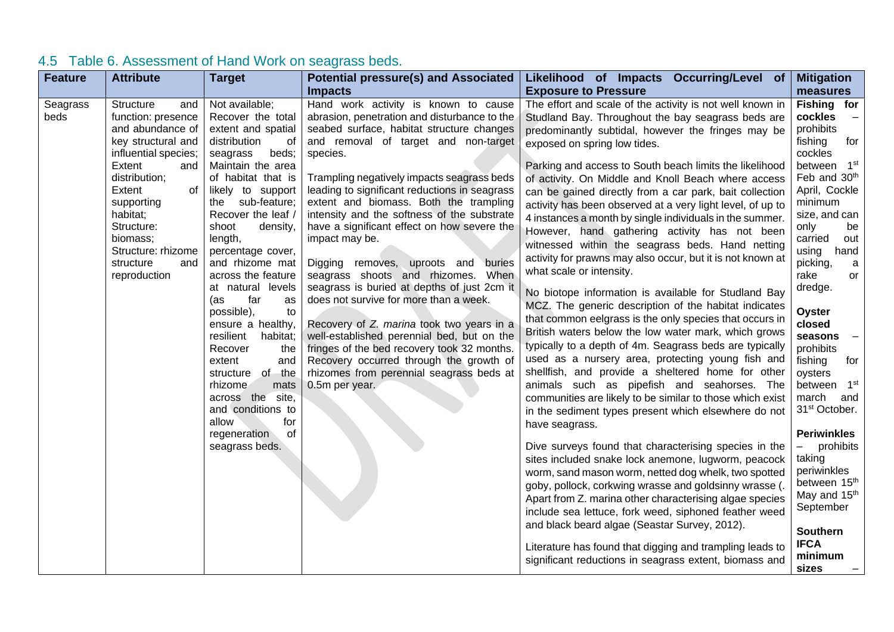## 4.5 Table 6. Assessment of Hand Work on seagrass beds.

| Feature | Attribute | Target | Potential pressure(s) and Associated Impacts | Likelihood of Impacts Occurring/Level of Exposure to Pressure | Mitigation measures |
|---|---|---|---|---|---|
| Seagrass beds | Structure and function: presence and abundance of key structural and influential species; Extent and distribution; Extent of supporting habitat; Structure: biomass; Structure: rhizome structure and reproduction | Not available; Recover the total extent and spatial distribution of seagrass beds; Maintain the area of habitat that is likely to support the sub-feature; Recover the leaf / shoot density, length, percentage cover, and rhizome mat across the feature at natural levels (as far as possible), to ensure a healthy, resilient habitat; Recover the extent and structure of the rhizome mats across the site, and conditions to allow for regeneration of seagrass beds. | Hand work activity is known to cause abrasion, penetration and disturbance to the seabed surface, habitat structure changes and removal of target and non-target species.<br><br>Trampling negatively impacts seagrass beds leading to significant reductions in seagrass extent and biomass. Both the trampling intensity and the softness of the substrate have a significant effect on how severe the impact may be.<br><br>Digging removes, uproots and buries seagrass shoots and rhizomes. When seagrass is buried at depths of just 2cm it does not survive for more than a week.<br><br>Recovery of *Z. marina* took two years in a well-established perennial bed, but on the fringes of the bed recovery took 32 months. Recovery occurred through the growth of rhizomes from perennial seagrass beds at 0.5m per year. | The effort and scale of the activity is not well known in Studland Bay. Throughout the bay seagrass beds are predominantly subtidal, however the fringes may be exposed on spring low tides.<br><br>Parking and access to South beach limits the likelihood of activity. On Middle and Knoll Beach where access can be gained directly from a car park, bait collection activity has been observed at a very light level, of up to 4 instances a month by single individuals in the summer. However, hand gathering activity has not been witnessed within the seagrass beds. Hand netting activity for prawns may also occur, but it is not known at what scale or intensity.<br><br>No biotope information is available for Studland Bay MCZ. The generic description of the habitat indicates that common eelgrass is the only species that occurs in British waters below the low water mark, which grows typically to a depth of 4m. Seagrass beds are typically used as a nursery area, protecting young fish and shellfish, and provide a sheltered home for other animals such as pipefish and seahorses. The communities are likely to be similar to those which exist in the sediment types present which elsewhere do not have seagrass.<br><br>Dive surveys found that characterising species in the sites included snake lock anemone, lugworm, peacock worm, sand mason worm, netted dog whelk, two spotted goby, pollock, corkwing wrasse and goldsinny wrasse (. Apart from Z. marina other characterising algae species include sea lettuce, fork weed, siphoned feather weed and black beard algae (Seastar Survey, 2012).<br><br>Literature has found that digging and trampling leads to significant reductions in seagrass extent, biomass and | **Fishing for cockles** – prohibits fishing for cockles between 1st Feb and 30th April, Cockle minimum size, and can only be carried out using hand picking, a rake or dredge.<br><br>**Oyster closed seasons** – prohibits fishing for oysters between 1st march and 31st October.<br><br>**Periwinkles** – prohibits taking periwinkles between 15th May and 15th September<br><br>**Southern IFCA minimum sizes** – |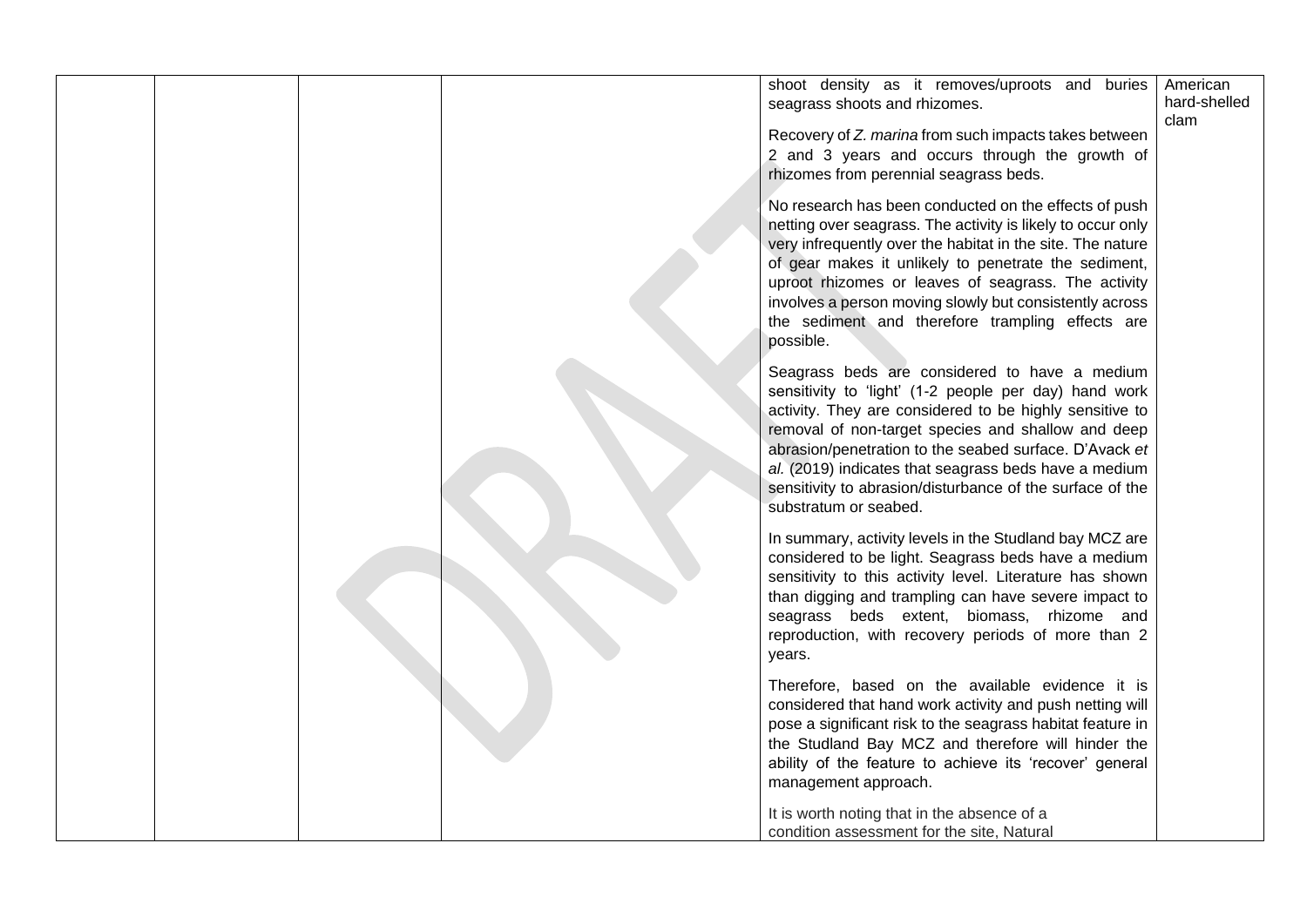|  |  |  |  | shoot density as it removes/uproots and buries seagrass shoots and rhizomes.<br><br>Recovery of *Z. marina* from such impacts takes between 2 and 3 years and occurs through the growth of rhizomes from perennial seagrass beds.<br><br>No research has been conducted on the effects of push netting over seagrass. The activity is likely to occur only very infrequently over the habitat in the site. The nature of gear makes it unlikely to penetrate the sediment, uproot rhizomes or leaves of seagrass. The activity involves a person moving slowly but consistently across the sediment and therefore trampling effects are possible.<br><br>Seagrass beds are considered to have a medium sensitivity to 'light' (1-2 people per day) hand work activity. They are considered to be highly sensitive to removal of non-target species and shallow and deep abrasion/penetration to the seabed surface. D'Avack *et al.* (2019) indicates that seagrass beds have a medium sensitivity to abrasion/disturbance of the surface of the substratum or seabed.<br><br>In summary, activity levels in the Studland bay MCZ are considered to be light. Seagrass beds have a medium sensitivity to this activity level. Literature has shown than digging and trampling can have severe impact to seagrass beds extent, biomass, rhizome and reproduction, with recovery periods of more than 2 years.<br><br>Therefore, based on the available evidence it is considered that hand work activity and push netting will pose a significant risk to the seagrass habitat feature in the Studland Bay MCZ and therefore will hinder the ability of the feature to achieve its 'recover' general management approach.<br><br>It is worth noting that in the absence of a condition assessment for the site, Natural | American hard-shelled clam |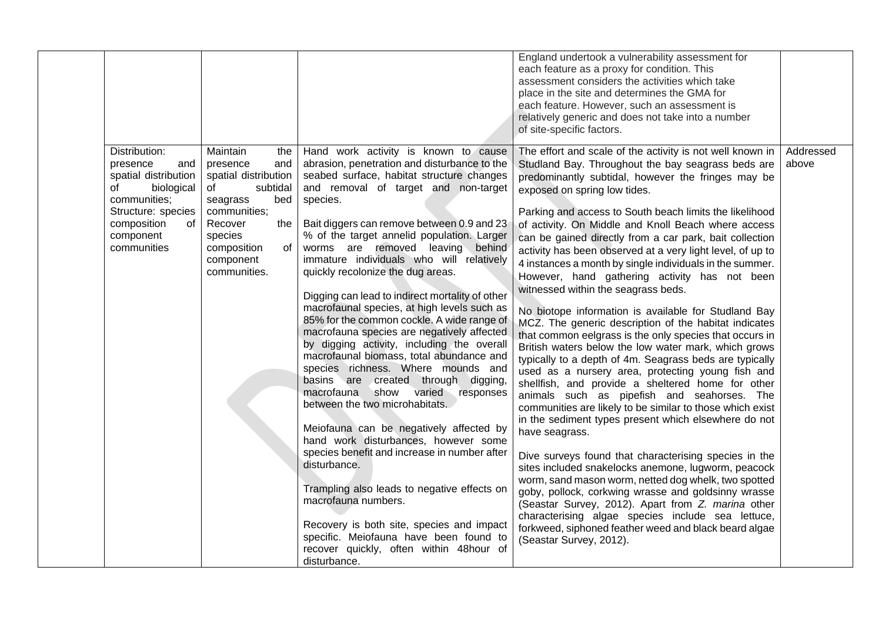| | | | | | |
|---|---|---|---|---|---|
| | | | | England undertook a vulnerability assessment for each feature as a proxy for condition. This assessment considers the activities which take place in the site and determines the GMA for each feature. However, such an assessment is relatively generic and does not take into a number of site-specific factors. | |
| | Distribution: presence and spatial distribution of biological communities; Structure: species composition of component communities | Maintain the presence and spatial distribution of subtidal seagrass bed communities; Recover the species composition of component communities. | Hand work activity is known to cause abrasion, penetration and disturbance to the seabed surface, habitat structure changes and removal of target and non-target species.<br><br>Bait diggers can remove between 0.9 and 23 % of the target annelid population. Larger worms are removed leaving behind immature individuals who will relatively quickly recolonize the dug areas.<br><br>Digging can lead to indirect mortality of other macrofaunal species, at high levels such as 85% for the common cockle. A wide range of macrofauna species are negatively affected by digging activity, including the overall macrofaunal biomass, total abundance and species richness. Where mounds and basins are created through digging, macrofauna show varied responses between the two microhabitats.<br><br>Meiofauna can be negatively affected by hand work disturbances, however some species benefit and increase in number after disturbance.<br><br>Trampling also leads to negative effects on macrofauna numbers.<br><br>Recovery is both site, species and impact specific. Meiofauna have been found to recover quickly, often within 48hour of disturbance. | The effort and scale of the activity is not well known in Studland Bay. Throughout the bay seagrass beds are predominantly subtidal, however the fringes may be exposed on spring low tides.<br><br>Parking and access to South beach limits the likelihood of activity. On Middle and Knoll Beach where access can be gained directly from a car park, bait collection activity has been observed at a very light level, of up to 4 instances a month by single individuals in the summer. However, hand gathering activity has not been witnessed within the seagrass beds.<br><br>No biotope information is available for Studland Bay MCZ. The generic description of the habitat indicates that common eelgrass is the only species that occurs in British waters below the low water mark, which grows typically to a depth of 4m. Seagrass beds are typically used as a nursery area, protecting young fish and shellfish, and provide a sheltered home for other animals such as pipefish and seahorses. The communities are likely to be similar to those which exist in the sediment types present which elsewhere do not have seagrass.<br><br>Dive surveys found that characterising species in the sites included snakelocks anemone, lugworm, peacock worm, sand mason worm, netted dog whelk, two spotted goby, pollock, corkwing wrasse and goldsinny wrasse (Seastar Survey, 2012). Apart from *Z. marina* other characterising algae species include sea lettuce, forkweed, siphoned feather weed and black beard algae (Seastar Survey, 2012). | Addressed above |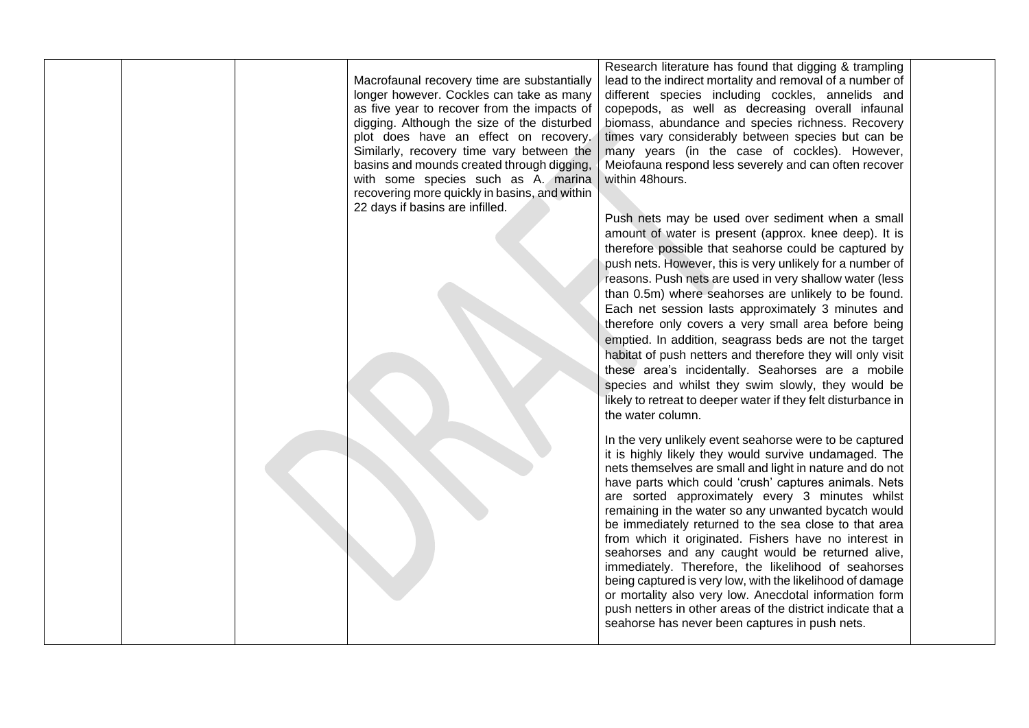|  |  |  | Macrofaunal recovery time are substantially longer however. Cockles can take as many as five year to recover from the impacts of digging. Although the size of the disturbed plot does have an effect on recovery. Similarly, recovery time vary between the basins and mounds created through digging, with some species such as A. marina recovering more quickly in basins, and within 22 days if basins are infilled. | Research literature has found that digging & trampling lead to the indirect mortality and removal of a number of different species including cockles, annelids and copepods, as well as decreasing overall infaunal biomass, abundance and species richness. Recovery times vary considerably between species but can be many years (in the case of cockles). However, Meiofauna respond less severely and can often recover within 48hours.<br><br>Push nets may be used over sediment when a small amount of water is present (approx. knee deep). It is therefore possible that seahorse could be captured by push nets. However, this is very unlikely for a number of reasons. Push nets are used in very shallow water (less than 0.5m) where seahorses are unlikely to be found. Each net session lasts approximately 3 minutes and therefore only covers a very small area before being emptied. In addition, seagrass beds are not the target habitat of push netters and therefore they will only visit these area's incidentally. Seahorses are a mobile species and whilst they swim slowly, they would be likely to retreat to deeper water if they felt disturbance in the water column.<br><br>In the very unlikely event seahorse were to be captured it is highly likely they would survive undamaged. The nets themselves are small and light in nature and do not have parts which could 'crush' captures animals. Nets are sorted approximately every 3 minutes whilst remaining in the water so any unwanted bycatch would be immediately returned to the sea close to that area from which it originated. Fishers have no interest in seahorses and any caught would be returned alive, immediately. Therefore, the likelihood of seahorses being captured is very low, with the likelihood of damage or mortality also very low. Anecdotal information form push netters in other areas of the district indicate that a seahorse has never been captures in push nets. |  |
|---|---|---|---|---|---|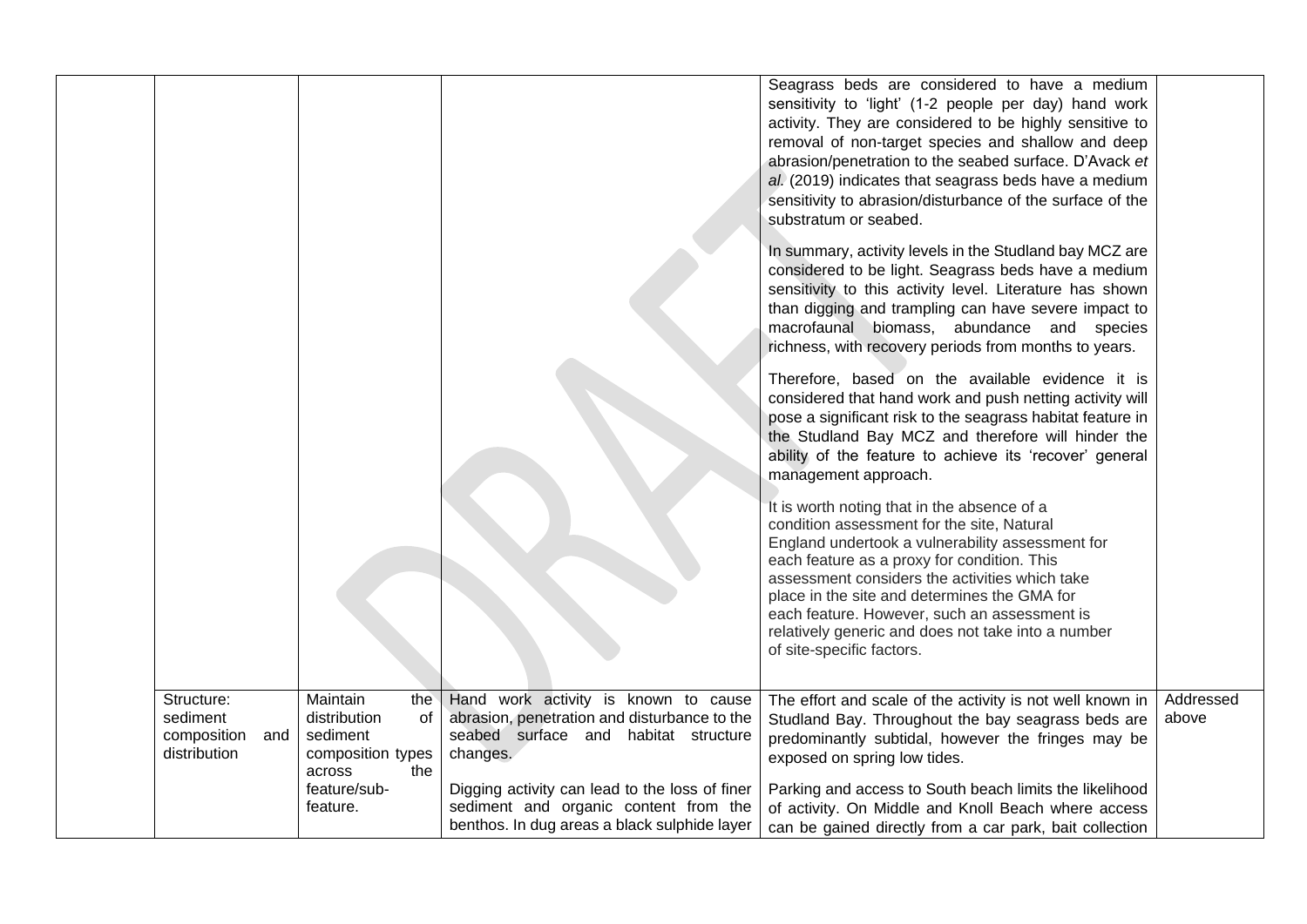| | | | | | |
|---|---|---|---|---|---|
| | | | | Seagrass beds are considered to have a medium sensitivity to 'light' (1-2 people per day) hand work activity. They are considered to be highly sensitive to removal of non-target species and shallow and deep abrasion/penetration to the seabed surface. D'Avack *et al.* (2019) indicates that seagrass beds have a medium sensitivity to abrasion/disturbance of the surface of the substratum or seabed.<br><br>In summary, activity levels in the Studland bay MCZ are considered to be light. Seagrass beds have a medium sensitivity to this activity level. Literature has shown than digging and trampling can have severe impact to macrofaunal biomass, abundance and species richness, with recovery periods from months to years.<br><br>Therefore, based on the available evidence it is considered that hand work and push netting activity will pose a significant risk to the seagrass habitat feature in the Studland Bay MCZ and therefore will hinder the ability of the feature to achieve its 'recover' general management approach.<br><br>It is worth noting that in the absence of a condition assessment for the site, Natural England undertook a vulnerability assessment for each feature as a proxy for condition. This assessment considers the activities which take place in the site and determines the GMA for each feature. However, such an assessment is relatively generic and does not take into a number of site-specific factors. | |
| | Structure: sediment composition and distribution | Maintain the distribution of sediment composition types across the feature/sub-feature. | Hand work activity is known to cause abrasion, penetration and disturbance to the seabed surface and habitat structure changes.<br><br>Digging activity can lead to the loss of finer sediment and organic content from the benthos. In dug areas a black sulphide layer | The effort and scale of the activity is not well known in Studland Bay. Throughout the bay seagrass beds are predominantly subtidal, however the fringes may be exposed on spring low tides.<br><br>Parking and access to South beach limits the likelihood of activity. On Middle and Knoll Beach where access can be gained directly from a car park, bait collection | Addressed above |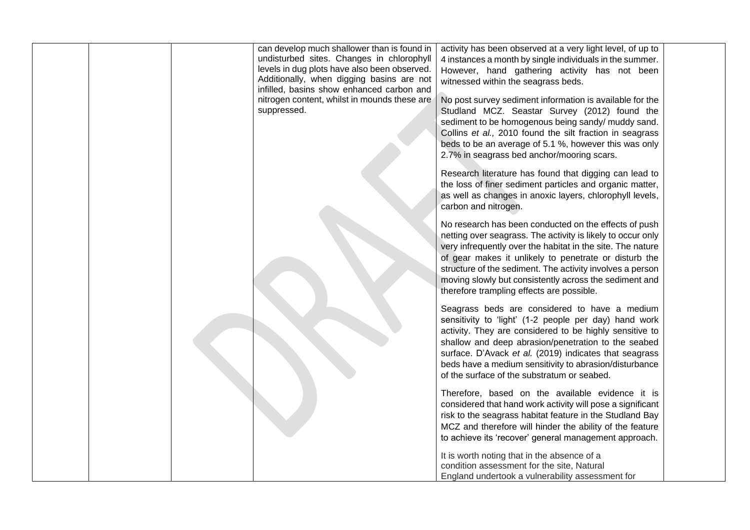| | | | | | |
|---|---|---|---|---|---|
| | | | can develop much shallower than is found in undisturbed sites. Changes in chlorophyll levels in dug plots have also been observed. Additionally, when digging basins are not infilled, basins show enhanced carbon and nitrogen content, whilst in mounds these are suppressed. | activity has been observed at a very light level, of up to 4 instances a month by single individuals in the summer. However, hand gathering activity has not been witnessed within the seagrass beds.<br><br>No post survey sediment information is available for the Studland MCZ. Seastar Survey (2012) found the sediment to be homogenous being sandy/ muddy sand. Collins *et al.,* 2010 found the silt fraction in seagrass beds to be an average of 5.1 %, however this was only 2.7% in seagrass bed anchor/mooring scars.<br><br>Research literature has found that digging can lead to the loss of finer sediment particles and organic matter, as well as changes in anoxic layers, chlorophyll levels, carbon and nitrogen.<br><br>No research has been conducted on the effects of push netting over seagrass. The activity is likely to occur only very infrequently over the habitat in the site. The nature of gear makes it unlikely to penetrate or disturb the structure of the sediment. The activity involves a person moving slowly but consistently across the sediment and therefore trampling effects are possible.<br><br>Seagrass beds are considered to have a medium sensitivity to 'light' (1-2 people per day) hand work activity. They are considered to be highly sensitive to shallow and deep abrasion/penetration to the seabed surface. D'Avack *et al.* (2019) indicates that seagrass beds have a medium sensitivity to abrasion/disturbance of the surface of the substratum or seabed.<br><br>Therefore, based on the available evidence it is considered that hand work activity will pose a significant risk to the seagrass habitat feature in the Studland Bay MCZ and therefore will hinder the ability of the feature to achieve its 'recover' general management approach.<br><br>It is worth noting that in the absence of a condition assessment for the site, Natural England undertook a vulnerability assessment for | |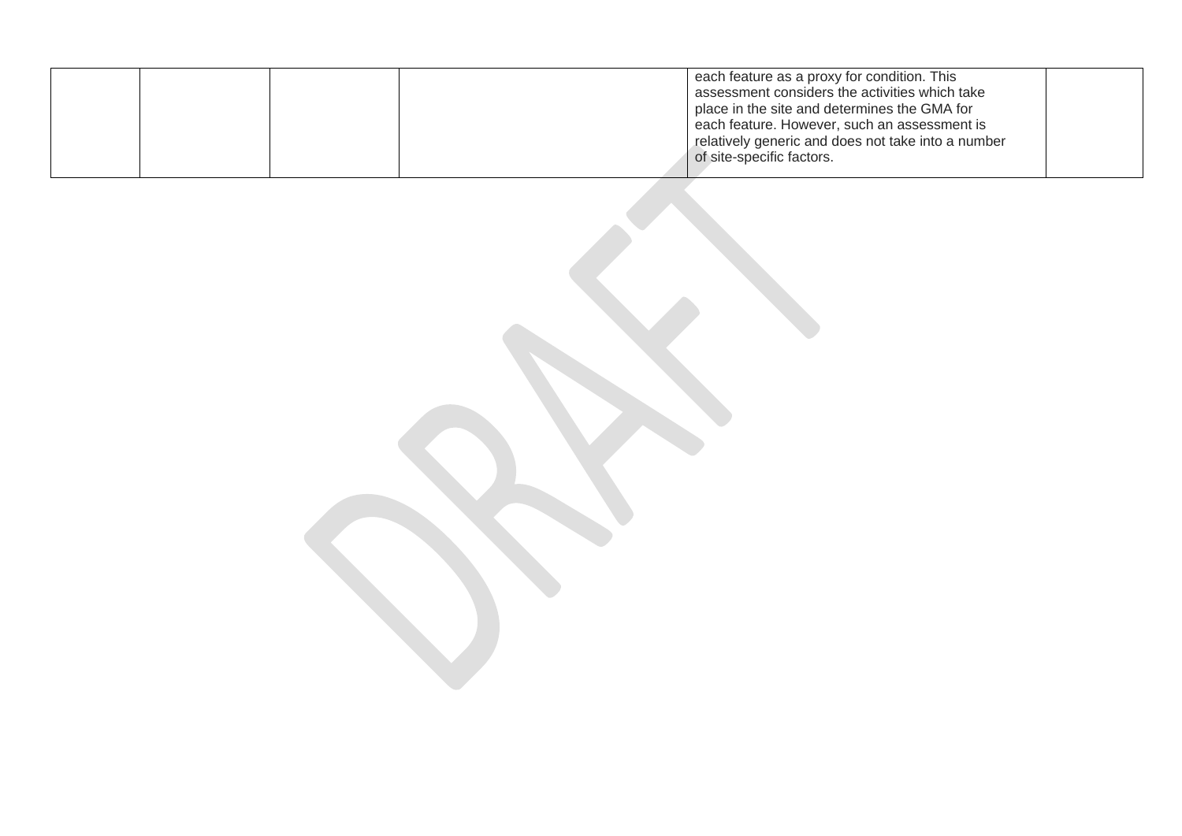| | | | | | |
|---|---|---|---|---|---|
| | | | | each feature as a proxy for condition. This assessment considers the activities which take place in the site and determines the GMA for each feature. However, such an assessment is relatively generic and does not take into a number of site-specific factors. | |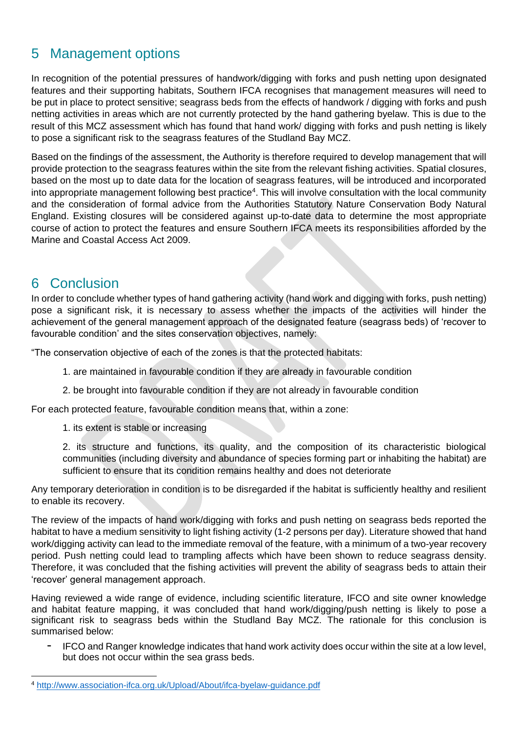# 5 Management options

In recognition of the potential pressures of handwork/digging with forks and push netting upon designated features and their supporting habitats, Southern IFCA recognises that management measures will need to be put in place to protect sensitive; seagrass beds from the effects of handwork / digging with forks and push netting activities in areas which are not currently protected by the hand gathering byelaw. This is due to the result of this MCZ assessment which has found that hand work/ digging with forks and push netting is likely to pose a significant risk to the seagrass features of the Studland Bay MCZ.

Based on the findings of the assessment, the Authority is therefore required to develop management that will provide protection to the seagrass features within the site from the relevant fishing activities. Spatial closures, based on the most up to date data for the location of seagrass features, will be introduced and incorporated into appropriate management following best practice[4]. This will involve consultation with the local community and the consideration of formal advice from the Authorities Statutory Nature Conservation Body Natural England. Existing closures will be considered against up-to-date data to determine the most appropriate course of action to protect the features and ensure Southern IFCA meets its responsibilities afforded by the Marine and Coastal Access Act 2009.

# 6 Conclusion

In order to conclude whether types of hand gathering activity (hand work and digging with forks, push netting) pose a significant risk, it is necessary to assess whether the impacts of the activities will hinder the achievement of the general management approach of the designated feature (seagrass beds) of 'recover to favourable condition' and the sites conservation objectives, namely:

"The conservation objective of each of the zones is that the protected habitats:

1. are maintained in favourable condition if they are already in favourable condition
2. be brought into favourable condition if they are not already in favourable condition

For each protected feature, favourable condition means that, within a zone:

1. its extent is stable or increasing
2. its structure and functions, its quality, and the composition of its characteristic biological communities (including diversity and abundance of species forming part or inhabiting the habitat) are sufficient to ensure that its condition remains healthy and does not deteriorate

Any temporary deterioration in condition is to be disregarded if the habitat is sufficiently healthy and resilient to enable its recovery.

The review of the impacts of hand work/digging with forks and push netting on seagrass beds reported the habitat to have a medium sensitivity to light fishing activity (1-2 persons per day). Literature showed that hand work/digging activity can lead to the immediate removal of the feature, with a minimum of a two-year recovery period. Push netting could lead to trampling affects which have been shown to reduce seagrass density. Therefore, it was concluded that the fishing activities will prevent the ability of seagrass beds to attain their 'recover' general management approach.

Having reviewed a wide range of evidence, including scientific literature, IFCO and site owner knowledge and habitat feature mapping, it was concluded that hand work/digging/push netting is likely to pose a significant risk to seagrass beds within the Studland Bay MCZ. The rationale for this conclusion is summarised below:

- IFCO and Ranger knowledge indicates that hand work activity does occur within the site at a low level, but does not occur within the sea grass beds.

[4] http://www.association-ifca.org.uk/Upload/About/ifca-byelaw-guidance.pdf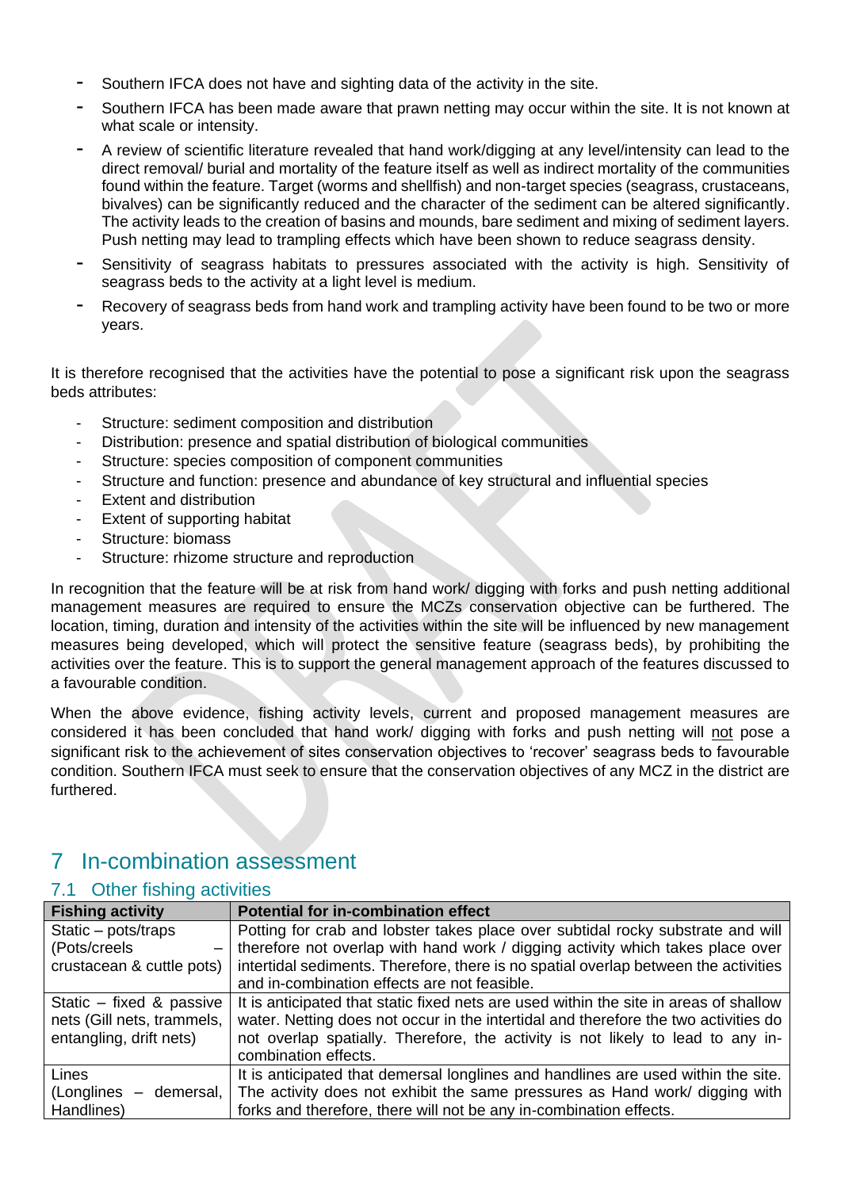- Southern IFCA does not have and sighting data of the activity in the site.
- Southern IFCA has been made aware that prawn netting may occur within the site. It is not known at what scale or intensity.
- A review of scientific literature revealed that hand work/digging at any level/intensity can lead to the direct removal/ burial and mortality of the feature itself as well as indirect mortality of the communities found within the feature. Target (worms and shellfish) and non-target species (seagrass, crustaceans, bivalves) can be significantly reduced and the character of the sediment can be altered significantly. The activity leads to the creation of basins and mounds, bare sediment and mixing of sediment layers. Push netting may lead to trampling effects which have been shown to reduce seagrass density.
- Sensitivity of seagrass habitats to pressures associated with the activity is high. Sensitivity of seagrass beds to the activity at a light level is medium.
- Recovery of seagrass beds from hand work and trampling activity have been found to be two or more years.

It is therefore recognised that the activities have the potential to pose a significant risk upon the seagrass beds attributes:

- Structure: sediment composition and distribution
- Distribution: presence and spatial distribution of biological communities
- Structure: species composition of component communities
- Structure and function: presence and abundance of key structural and influential species
- Extent and distribution
- Extent of supporting habitat
- Structure: biomass
- Structure: rhizome structure and reproduction

In recognition that the feature will be at risk from hand work/ digging with forks and push netting additional management measures are required to ensure the MCZs conservation objective can be furthered. The location, timing, duration and intensity of the activities within the site will be influenced by new management measures being developed, which will protect the sensitive feature (seagrass beds), by prohibiting the activities over the feature. This is to support the general management approach of the features discussed to a favourable condition.

When the above evidence, fishing activity levels, current and proposed management measures are considered it has been concluded that hand work/ digging with forks and push netting will not pose a significant risk to the achievement of sites conservation objectives to 'recover' seagrass beds to favourable condition. Southern IFCA must seek to ensure that the conservation objectives of any MCZ in the district are furthered.

# 7 In-combination assessment

## 7.1 Other fishing activities

| Fishing activity | Potential for in-combination effect |
|---|---|
| Static – pots/traps (Pots/creels – crustacean & cuttle pots) | Potting for crab and lobster takes place over subtidal rocky substrate and will therefore not overlap with hand work / digging activity which takes place over intertidal sediments. Therefore, there is no spatial overlap between the activities and in-combination effects are not feasible. |
| Static – fixed & passive nets (Gill nets, trammels, entangling, drift nets) | It is anticipated that static fixed nets are used within the site in areas of shallow water. Netting does not occur in the intertidal and therefore the two activities do not overlap spatially. Therefore, the activity is not likely to lead to any in-combination effects. |
| Lines (Longlines – demersal, Handlines) | It is anticipated that demersal longlines and handlines are used within the site. The activity does not exhibit the same pressures as Hand work/ digging with forks and therefore, there will not be any in-combination effects. |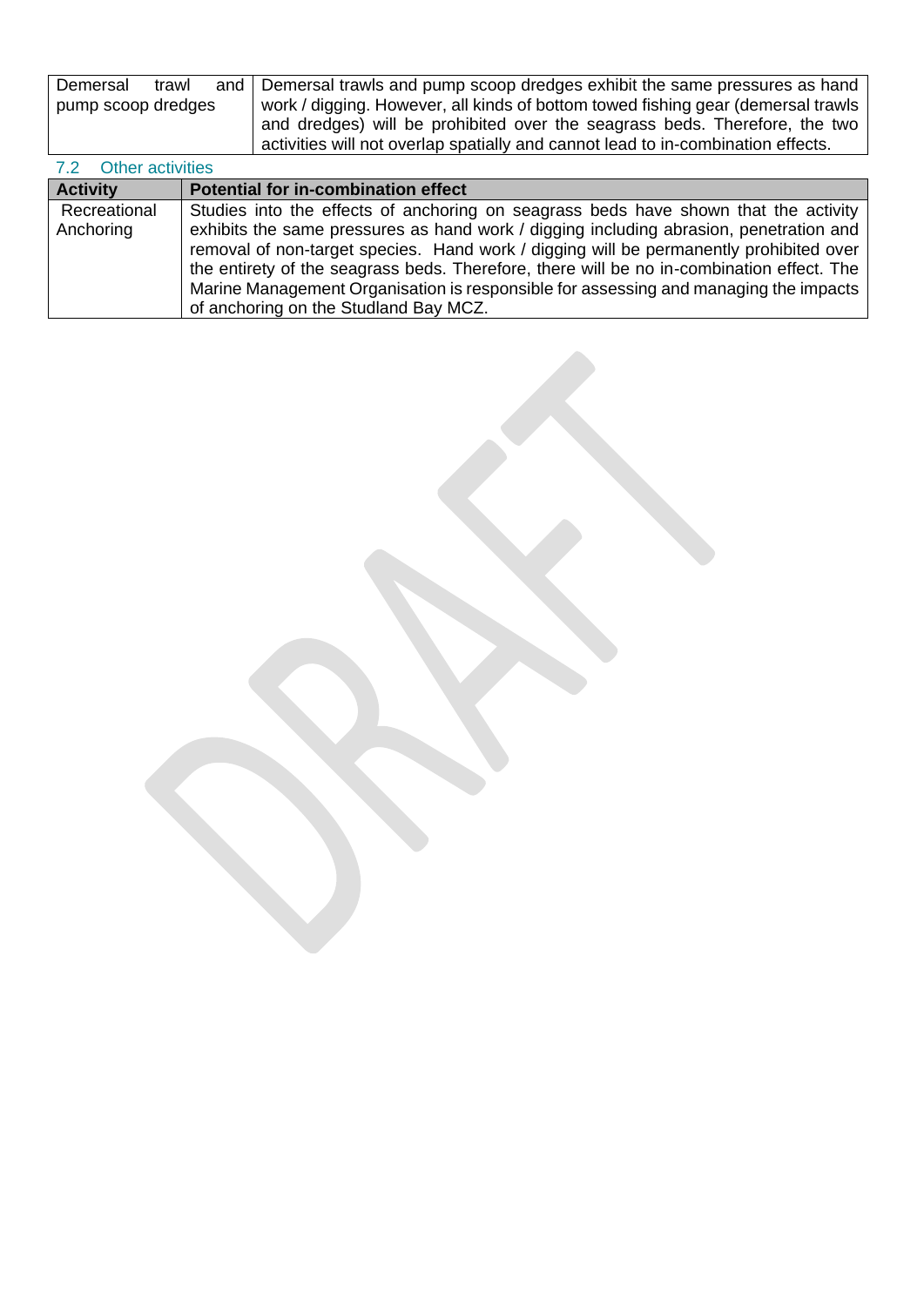| | |
|---|---|
| Demersal trawl and pump scoop dredges | Demersal trawls and pump scoop dredges exhibit the same pressures as hand work / digging. However, all kinds of bottom towed fishing gear (demersal trawls and dredges) will be prohibited over the seagrass beds. Therefore, the two activities will not overlap spatially and cannot lead to in-combination effects. |

### 7.2 Other activities

| Activity | Potential for in-combination effect |
|---|---|
| Recreational Anchoring | Studies into the effects of anchoring on seagrass beds have shown that the activity exhibits the same pressures as hand work / digging including abrasion, penetration and removal of non-target species. Hand work / digging will be permanently prohibited over the entirety of the seagrass beds. Therefore, there will be no in-combination effect. The Marine Management Organisation is responsible for assessing and managing the impacts of anchoring on the Studland Bay MCZ. |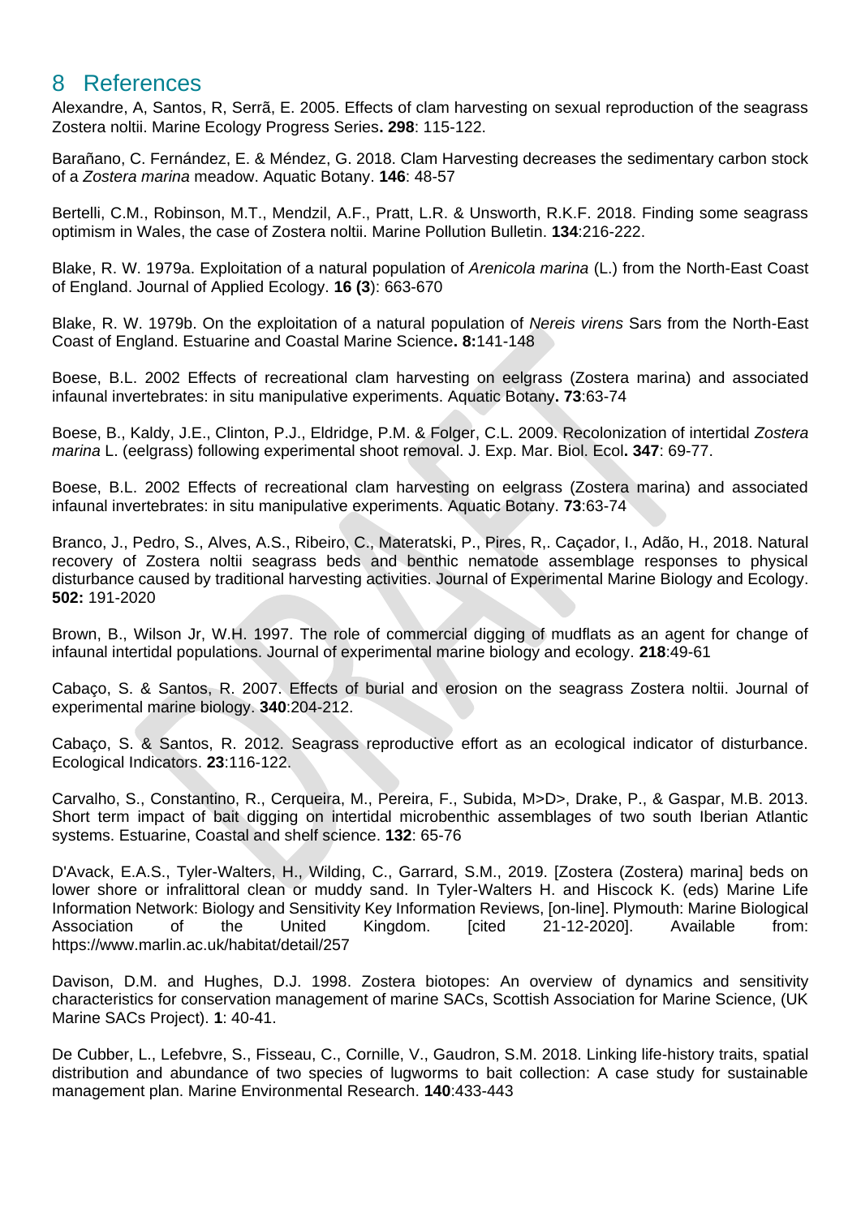# 8 References

Alexandre, A, Santos, R, Serrã, E. 2005. Effects of clam harvesting on sexual reproduction of the seagrass Zostera noltii. Marine Ecology Progress Series**. 298**: 115-122.

Barañano, C. Fernández, E. & Méndez, G. 2018. Clam Harvesting decreases the sedimentary carbon stock of a *Zostera marina* meadow. Aquatic Botany. **146**: 48-57

Bertelli, C.M., Robinson, M.T., Mendzil, A.F., Pratt, L.R. & Unsworth, R.K.F. 2018. Finding some seagrass optimism in Wales, the case of Zostera noltii. Marine Pollution Bulletin. **134**:216-222.

Blake, R. W. 1979a. Exploitation of a natural population of *Arenicola marina* (L.) from the North-East Coast of England. Journal of Applied Ecology. **16 (3**): 663-670

Blake, R. W. 1979b. On the exploitation of a natural population of *Nereis virens* Sars from the North-East Coast of England. Estuarine and Coastal Marine Science**. 8:**141-148

Boese, B.L. 2002 Effects of recreational clam harvesting on eelgrass (Zostera marina) and associated infaunal invertebrates: in situ manipulative experiments. Aquatic Botany**. 73**:63-74

Boese, B., Kaldy, J.E., Clinton, P.J., Eldridge, P.M. & Folger, C.L. 2009. Recolonization of intertidal *Zostera marina* L. (eelgrass) following experimental shoot removal. J. Exp. Mar. Biol. Ecol**. 347**: 69-77.

Boese, B.L. 2002 Effects of recreational clam harvesting on eelgrass (Zostera marina) and associated infaunal invertebrates: in situ manipulative experiments. Aquatic Botany. **73**:63-74

Branco, J., Pedro, S., Alves, A.S., Ribeiro, C., Materatski, P., Pires, R,. Caçador, I., Adão, H., 2018. Natural recovery of Zostera noltii seagrass beds and benthic nematode assemblage responses to physical disturbance caused by traditional harvesting activities. Journal of Experimental Marine Biology and Ecology. **502:** 191-2020

Brown, B., Wilson Jr, W.H. 1997. The role of commercial digging of mudflats as an agent for change of infaunal intertidal populations. Journal of experimental marine biology and ecology. **218**:49-61

Cabaço, S. & Santos, R. 2007. Effects of burial and erosion on the seagrass Zostera noltii. Journal of experimental marine biology. **340**:204-212.

Cabaço, S. & Santos, R. 2012. Seagrass reproductive effort as an ecological indicator of disturbance. Ecological Indicators. **23**:116-122.

Carvalho, S., Constantino, R., Cerqueira, M., Pereira, F., Subida, M>D>, Drake, P., & Gaspar, M.B. 2013. Short term impact of bait digging on intertidal microbenthic assemblages of two south Iberian Atlantic systems. Estuarine, Coastal and shelf science. **132**: 65-76

D'Avack, E.A.S., Tyler-Walters, H., Wilding, C., Garrard, S.M., 2019. [Zostera (Zostera) marina] beds on lower shore or infralittoral clean or muddy sand. In Tyler-Walters H. and Hiscock K. (eds) Marine Life Information Network: Biology and Sensitivity Key Information Reviews, [on-line]. Plymouth: Marine Biological Association of the United Kingdom. [cited 21-12-2020]. Available from: https://www.marlin.ac.uk/habitat/detail/257

Davison, D.M. and Hughes, D.J. 1998. Zostera biotopes: An overview of dynamics and sensitivity characteristics for conservation management of marine SACs, Scottish Association for Marine Science, (UK Marine SACs Project). **1**: 40-41.

De Cubber, L., Lefebvre, S., Fisseau, C., Cornille, V., Gaudron, S.M. 2018. Linking life-history traits, spatial distribution and abundance of two species of lugworms to bait collection: A case study for sustainable management plan. Marine Environmental Research. **140**:433-443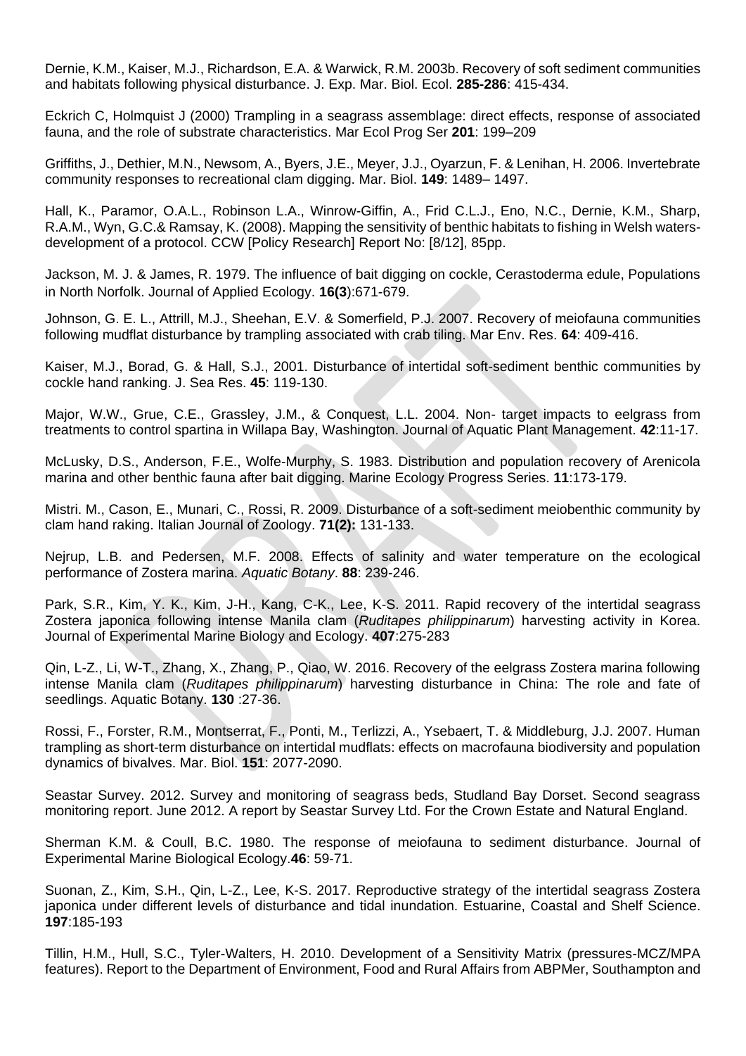Dernie, K.M., Kaiser, M.J., Richardson, E.A. & Warwick, R.M. 2003b. Recovery of soft sediment communities and habitats following physical disturbance. J. Exp. Mar. Biol. Ecol. **285-286**: 415-434.

Eckrich C, Holmquist J (2000) Trampling in a seagrass assemblage: direct effects, response of associated fauna, and the role of substrate characteristics. Mar Ecol Prog Ser **201**: 199–209

Griffiths, J., Dethier, M.N., Newsom, A., Byers, J.E., Meyer, J.J., Oyarzun, F. & Lenihan, H. 2006. Invertebrate community responses to recreational clam digging. Mar. Biol. **149**: 1489– 1497.

Hall, K., Paramor, O.A.L., Robinson L.A., Winrow-Giffin, A., Frid C.L.J., Eno, N.C., Dernie, K.M., Sharp, R.A.M., Wyn, G.C.& Ramsay, K. (2008). Mapping the sensitivity of benthic habitats to fishing in Welsh waters-development of a protocol. CCW [Policy Research] Report No: [8/12], 85pp.

Jackson, M. J. & James, R. 1979. The influence of bait digging on cockle, Cerastoderma edule, Populations in North Norfolk. Journal of Applied Ecology. **16(3**):671-679.

Johnson, G. E. L., Attrill, M.J., Sheehan, E.V. & Somerfield, P.J. 2007. Recovery of meiofauna communities following mudflat disturbance by trampling associated with crab tiling. Mar Env. Res. **64**: 409-416.

Kaiser, M.J., Borad, G. & Hall, S.J., 2001. Disturbance of intertidal soft-sediment benthic communities by cockle hand ranking. J. Sea Res. **45**: 119-130.

Major, W.W., Grue, C.E., Grassley, J.M., & Conquest, L.L. 2004. Non- target impacts to eelgrass from treatments to control spartina in Willapa Bay, Washington. Journal of Aquatic Plant Management. **42**:11-17.

McLusky, D.S., Anderson, F.E., Wolfe-Murphy, S. 1983. Distribution and population recovery of Arenicola marina and other benthic fauna after bait digging. Marine Ecology Progress Series. **11**:173-179.

Mistri. M., Cason, E., Munari, C., Rossi, R. 2009. Disturbance of a soft-sediment meiobenthic community by clam hand raking. Italian Journal of Zoology. **71(2):** 131-133.

Nejrup, L.B. and Pedersen, M.F. 2008. Effects of salinity and water temperature on the ecological performance of Zostera marina. *Aquatic Botany*. **88**: 239-246.

Park, S.R., Kim, Y. K., Kim, J-H., Kang, C-K., Lee, K-S. 2011. Rapid recovery of the intertidal seagrass Zostera japonica following intense Manila clam (*Ruditapes philippinarum*) harvesting activity in Korea. Journal of Experimental Marine Biology and Ecology. **407**:275-283

Qin, L-Z., Li, W-T., Zhang, X., Zhang, P., Qiao, W. 2016. Recovery of the eelgrass Zostera marina following intense Manila clam (*Ruditapes philippinarum*) harvesting disturbance in China: The role and fate of seedlings. Aquatic Botany. **130** :27-36.

Rossi, F., Forster, R.M., Montserrat, F., Ponti, M., Terlizzi, A., Ysebaert, T. & Middleburg, J.J. 2007. Human trampling as short-term disturbance on intertidal mudflats: effects on macrofauna biodiversity and population dynamics of bivalves. Mar. Biol. **151**: 2077-2090.

Seastar Survey. 2012. Survey and monitoring of seagrass beds, Studland Bay Dorset. Second seagrass monitoring report. June 2012. A report by Seastar Survey Ltd. For the Crown Estate and Natural England.

Sherman K.M. & Coull, B.C. 1980. The response of meiofauna to sediment disturbance. Journal of Experimental Marine Biological Ecology.**46**: 59-71.

Suonan, Z., Kim, S.H., Qin, L-Z., Lee, K-S. 2017. Reproductive strategy of the intertidal seagrass Zostera japonica under different levels of disturbance and tidal inundation. Estuarine, Coastal and Shelf Science. **197**:185-193

Tillin, H.M., Hull, S.C., Tyler-Walters, H. 2010. Development of a Sensitivity Matrix (pressures-MCZ/MPA features). Report to the Department of Environment, Food and Rural Affairs from ABPMer, Southampton and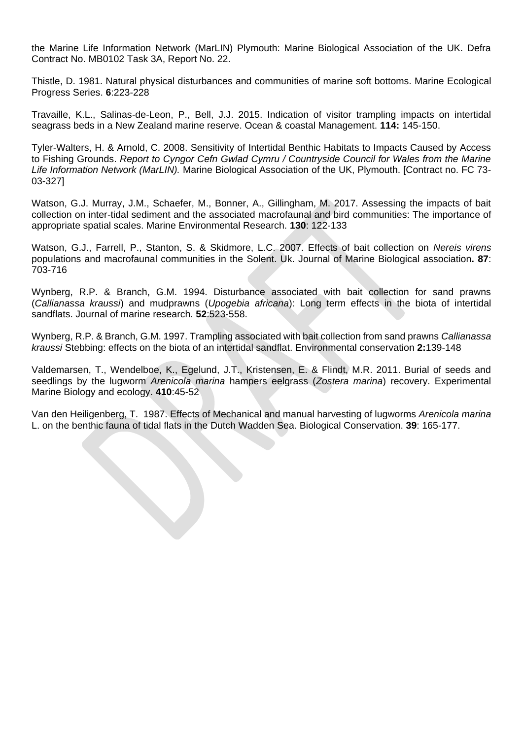the Marine Life Information Network (MarLIN) Plymouth: Marine Biological Association of the UK. Defra Contract No. MB0102 Task 3A, Report No. 22.

Thistle, D. 1981. Natural physical disturbances and communities of marine soft bottoms. Marine Ecological Progress Series. **6**:223-228

Travaille, K.L., Salinas-de-Leon, P., Bell, J.J. 2015. Indication of visitor trampling impacts on intertidal seagrass beds in a New Zealand marine reserve. Ocean & coastal Management. **114:** 145-150.

Tyler-Walters, H. & Arnold, C. 2008. Sensitivity of Intertidal Benthic Habitats to Impacts Caused by Access to Fishing Grounds. *Report to Cyngor Cefn Gwlad Cymru / Countryside Council for Wales from the Marine Life Information Network (MarLIN).* Marine Biological Association of the UK, Plymouth. [Contract no. FC 73-03-327]

Watson, G.J. Murray, J.M., Schaefer, M., Bonner, A., Gillingham, M. 2017. Assessing the impacts of bait collection on inter-tidal sediment and the associated macrofaunal and bird communities: The importance of appropriate spatial scales. Marine Environmental Research. **130**: 122-133

Watson, G.J., Farrell, P., Stanton, S. & Skidmore, L.C. 2007. Effects of bait collection on *Nereis virens* populations and macrofaunal communities in the Solent. Uk. Journal of Marine Biological association**. 87**: 703-716

Wynberg, R.P. & Branch, G.M. 1994. Disturbance associated with bait collection for sand prawns (*Callianassa kraussi*) and mudprawns (*Upogebia africana*): Long term effects in the biota of intertidal sandflats. Journal of marine research. **52**:523-558.

Wynberg, R.P. & Branch, G.M. 1997. Trampling associated with bait collection from sand prawns *Callianassa kraussi* Stebbing: effects on the biota of an intertidal sandflat. Environmental conservation **2:**139-148

Valdemarsen, T., Wendelboe, K., Egelund, J.T., Kristensen, E. & Flindt, M.R. 2011. Burial of seeds and seedlings by the lugworm *Arenicola marina* hampers eelgrass (*Zostera marina*) recovery. Experimental Marine Biology and ecology. **410**:45-52

Van den Heiligenberg, T. 1987. Effects of Mechanical and manual harvesting of lugworms *Arenicola marina* L. on the benthic fauna of tidal flats in the Dutch Wadden Sea. Biological Conservation. **39**: 165-177.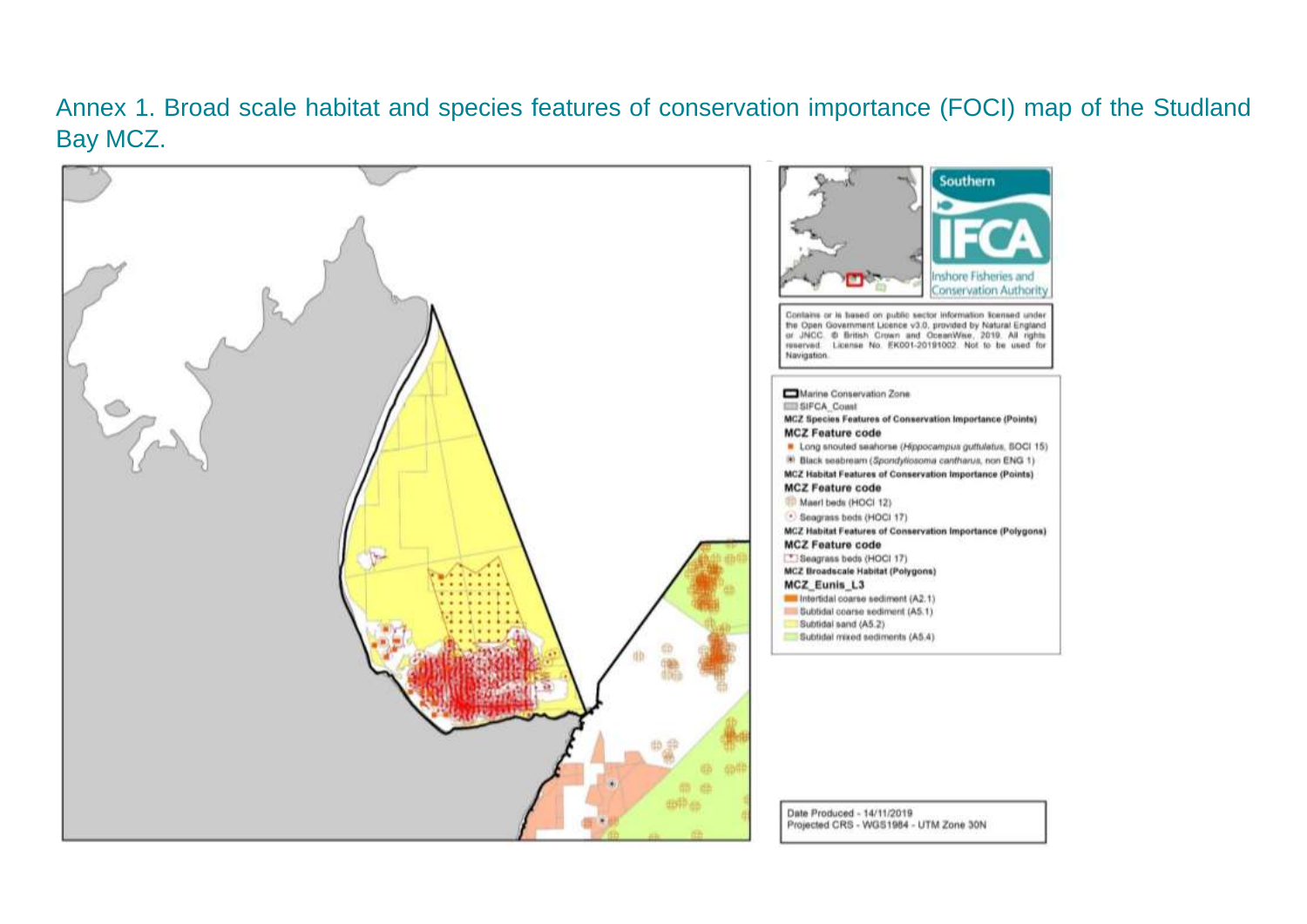Annex 1. Broad scale habitat and species features of conservation importance (FOCI) map of the Studland Bay MCZ.

Southern IFCA Inshore Fisheries and Conservation Authority

Contains or is based on public sector information licensed under the Open Government Licence v3.0, provided by Natural England or JNCC. © British Crown and OceanWise, 2019. All rights reserved. License No. EK001-20191002. Not to be used for Navigation.

Marine Conservation Zone

SIFCA_Coast

**MCZ Species Features of Conservation Importance (Points)**

**MCZ Feature code**

- Long snouted seahorse (*Hippocampus guttulatus*, SOCI 15)
- Black seabream (*Spondyliosoma cantharus*, non ENG 1)

**MCZ Habitat Features of Conservation Importance (Points)**

**MCZ Feature code**

- Maerl beds (HOCI 12)
- Seagrass beds (HOCI 17)

**MCZ Habitat Features of Conservation Importance (Polygons)**

**MCZ Feature code**

- Seagrass beds (HOCI 17)

**MCZ Broadscale Habitat (Polygons)**

**MCZ_Eunis_L3**

- Intertidal coarse sediment (A2.1)
- Subtidal coarse sediment (A5.1)
- Subtidal sand (A5.2)
- Subtidal mixed sediments (A5.4)

Date Produced - 14/11/2019
Projected CRS - WGS1984 - UTM Zone 30N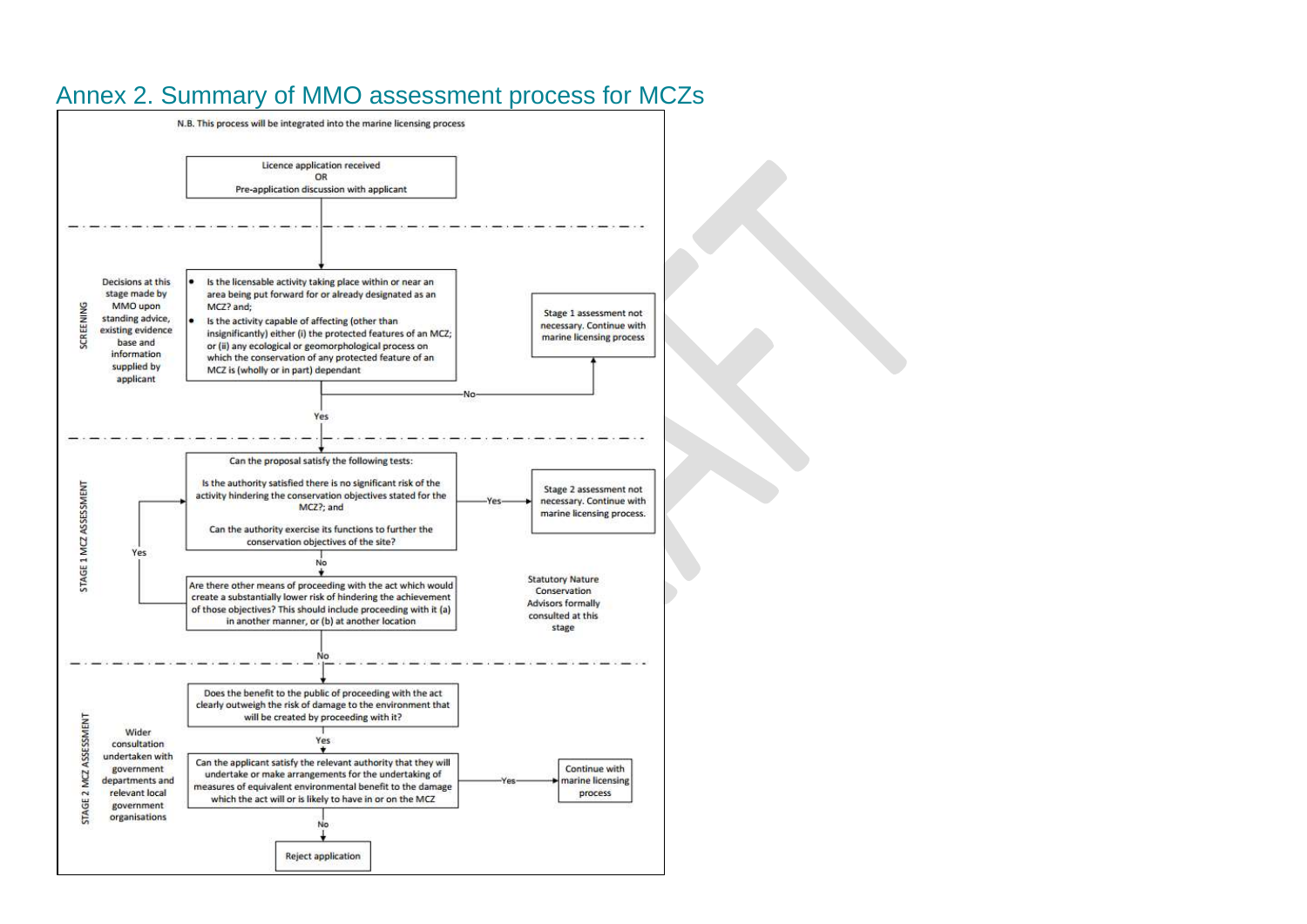## Annex 2. Summary of MMO assessment process for MCZs

N.B. This process will be integrated into the marine licensing process

Licence application received
OR
Pre-application discussion with applicant

**SCREENING**

Decisions at this stage made by MMO upon standing advice, existing evidence base and information supplied by applicant

- Is the licensable activity taking place within or near an area being put forward for or already designated as an MCZ? and;
- Is the activity capable of affecting (other than insignificantly) either (i) the protected features of an MCZ; or (ii) any ecological or geomorphological process on which the conservation of any protected feature of an MCZ is (wholly or in part) dependant

No → Stage 1 assessment not necessary. Continue with marine licensing process

Yes ↓

**STAGE 1 MCZ ASSESSMENT**

Can the proposal satisfy the following tests:

Is the authority satisfied there is no significant risk of the activity hindering the conservation objectives stated for the MCZ?; and

Can the authority exercise its functions to further the conservation objectives of the site?

Yes → Stage 2 assessment not necessary. Continue with marine licensing process.

No ↓

Are there other means of proceeding with the act which would create a substantially lower risk of hindering the achievement of those objectives? This should include proceeding with it (a) in another manner, or (b) at another location

Yes → (return to Stage 1 tests)

Statutory Nature Conservation Advisors formally consulted at this stage

No ↓

**STAGE 2 MCZ ASSESSMENT**

Wider consultation undertaken with government departments and relevant local government organisations

Does the benefit to the public of proceeding with the act clearly outweigh the risk of damage to the environment that will be created by proceeding with it?

Yes ↓

Can the applicant satisfy the relevant authority that they will undertake or make arrangements for the undertaking of measures of equivalent environmental benefit to the damage which the act will or is likely to have in or on the MCZ

Yes → Continue with marine licensing process

No ↓

Reject application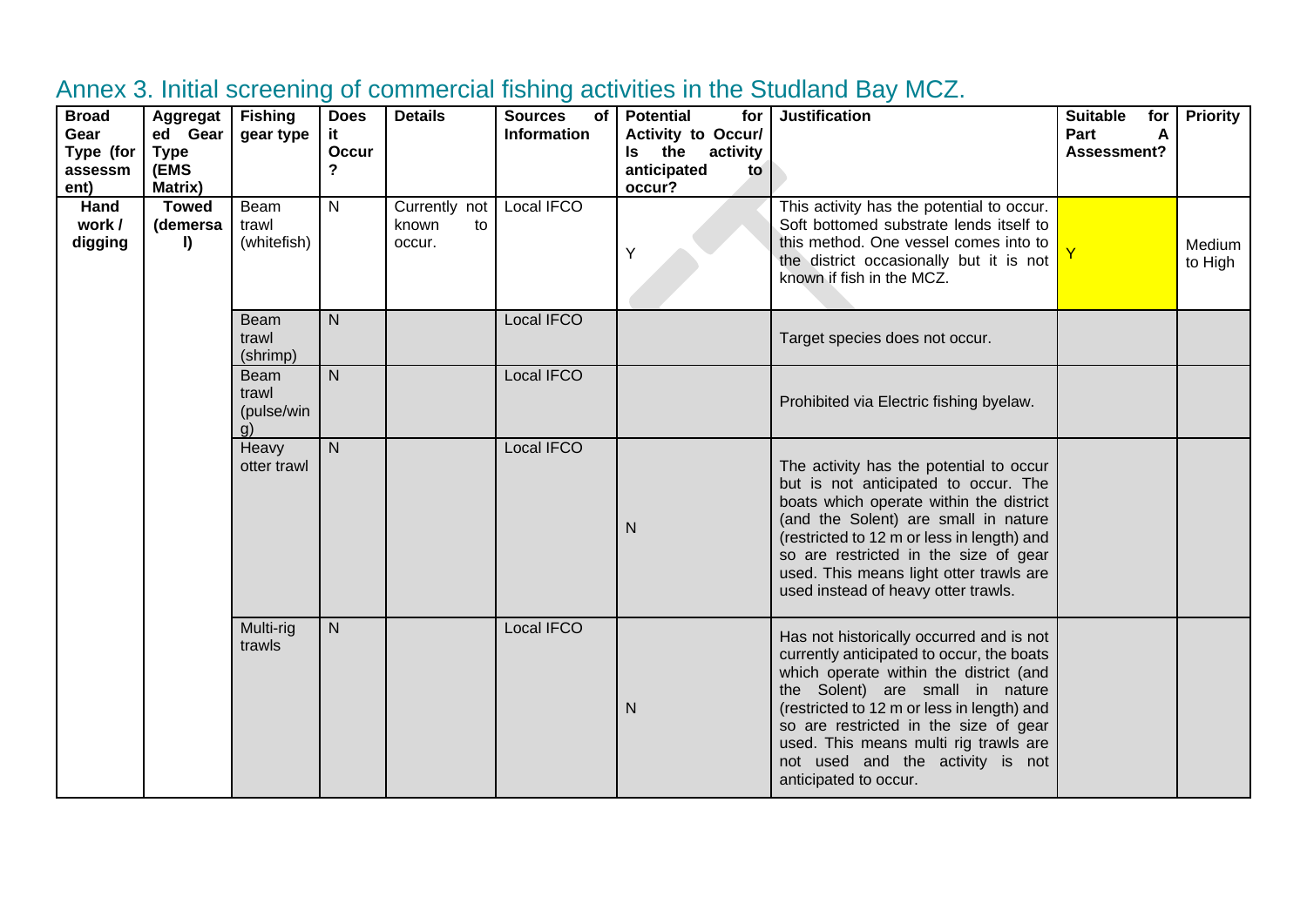# Annex 3. Initial screening of commercial fishing activities in the Studland Bay MCZ.

| Broad Gear Type (for assessment) | Aggregated Gear Type (EMS Matrix) | Fishing gear type | Does it Occur? | Details | Sources of Information | Potential for Activity to Occur/ Is the activity anticipated to occur? | Justification | Suitable for Part A Assessment? | Priority |
|---|---|---|---|---|---|---|---|---|---|
| **Hand work / digging** | **Towed (demersal)** | Beam trawl (whitefish) | N | Currently not known to occur. | Local IFCO | Y | This activity has the potential to occur. Soft bottomed substrate lends itself to this method. One vessel comes into to the district occasionally but it is not known if fish in the MCZ. | Y | Medium to High |
| | | Beam trawl (shrimp) | N | | Local IFCO | | Target species does not occur. | | |
| | | Beam trawl (pulse/wing) | N | | Local IFCO | | Prohibited via Electric fishing byelaw. | | |
| | | Heavy otter trawl | N | | Local IFCO | N | The activity has the potential to occur but is not anticipated to occur. The boats which operate within the district (and the Solent) are small in nature (restricted to 12 m or less in length) and so are restricted in the size of gear used. This means light otter trawls are used instead of heavy otter trawls. | | |
| | | Multi-rig trawls | N | | Local IFCO | N | Has not historically occurred and is not currently anticipated to occur, the boats which operate within the district (and the Solent) are small in nature (restricted to 12 m or less in length) and so are restricted in the size of gear used. This means multi rig trawls are not used and the activity is not anticipated to occur. | | |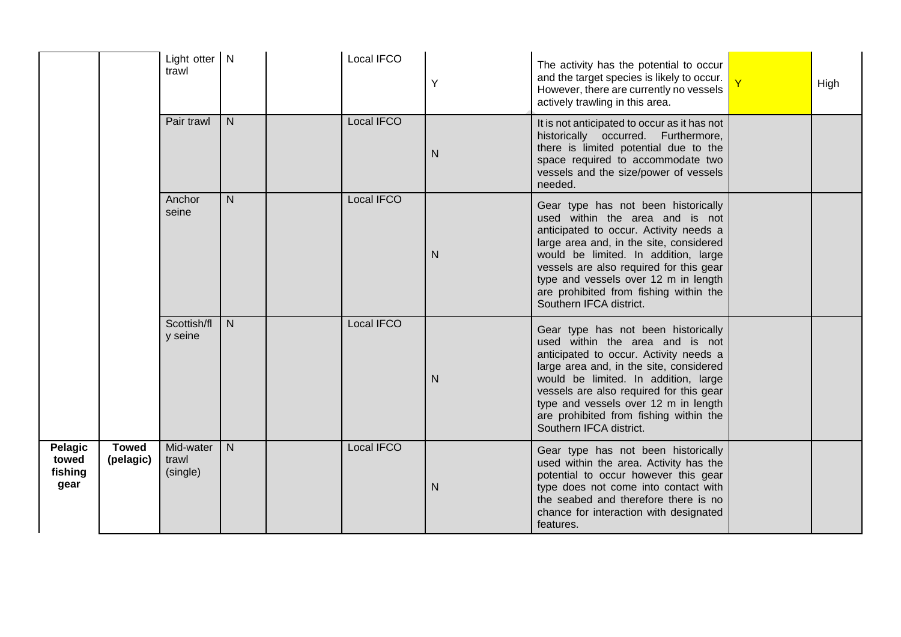| | | | | | | | | | |
|---|---|---|---|---|---|---|---|---|---|
| | | Light otter trawl | N | | Local IFCO | Y | The activity has the potential to occur and the target species is likely to occur. However, there are currently no vessels actively trawling in this area. | Y | High |
| | | Pair trawl | N | | Local IFCO | N | It is not anticipated to occur as it has not historically occurred. Furthermore, there is limited potential due to the space required to accommodate two vessels and the size/power of vessels needed. | | |
| | | Anchor seine | N | | Local IFCO | N | Gear type has not been historically used within the area and is not anticipated to occur. Activity needs a large area and, in the site, considered would be limited. In addition, large vessels are also required for this gear type and vessels over 12 m in length are prohibited from fishing within the Southern IFCA district. | | |
| | | Scottish/fly seine | N | | Local IFCO | N | Gear type has not been historically used within the area and is not anticipated to occur. Activity needs a large area and, in the site, considered would be limited. In addition, large vessels are also required for this gear type and vessels over 12 m in length are prohibited from fishing within the Southern IFCA district. | | |
| **Pelagic towed fishing gear** | **Towed (pelagic)** | Mid-water trawl (single) | N | | Local IFCO | N | Gear type has not been historically used within the area. Activity has the potential to occur however this gear type does not come into contact with the seabed and therefore there is no chance for interaction with designated features. | | |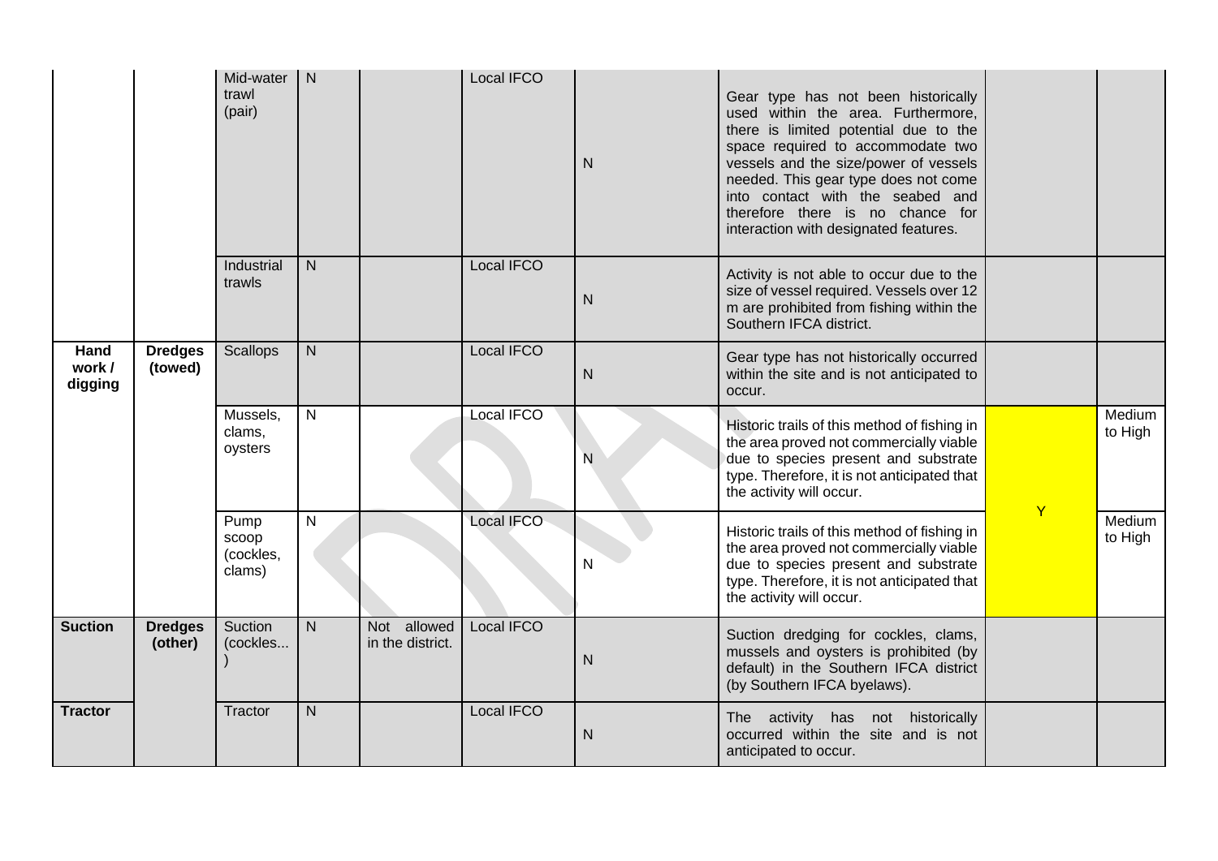| | | Mid-water trawl (pair) | N | | Local IFCO | N | Gear type has not been historically used within the area. Furthermore, there is limited potential due to the space required to accommodate two vessels and the size/power of vessels needed. This gear type does not come into contact with the seabed and therefore there is no chance for interaction with designated features. | | |
|---|---|---|---|---|---|---|---|---|---|
| | | Industrial trawls | N | | Local IFCO | N | Activity is not able to occur due to the size of vessel required. Vessels over 12 m are prohibited from fishing within the Southern IFCA district. | | |
| **Hand work / digging** | **Dredges (towed)** | Scallops | N | | Local IFCO | N | Gear type has not historically occurred within the site and is not anticipated to occur. | | |
| | | Mussels, clams, oysters | N | | Local IFCO | N | Historic trails of this method of fishing in the area proved not commercially viable due to species present and substrate type. Therefore, it is not anticipated that the activity will occur. | Y | Medium to High |
| | | Pump scoop (cockles, clams) | N | | Local IFCO | N | Historic trails of this method of fishing in the area proved not commercially viable due to species present and substrate type. Therefore, it is not anticipated that the activity will occur. | | Medium to High |
| **Suction** | **Dredges (other)** | Suction (cockles... ) | N | Not allowed in the district. | Local IFCO | N | Suction dredging for cockles, clams, mussels and oysters is prohibited (by default) in the Southern IFCA district (by Southern IFCA byelaws). | | |
| **Tractor** | | Tractor | N | | Local IFCO | N | The activity has not historically occurred within the site and is not anticipated to occur. | | |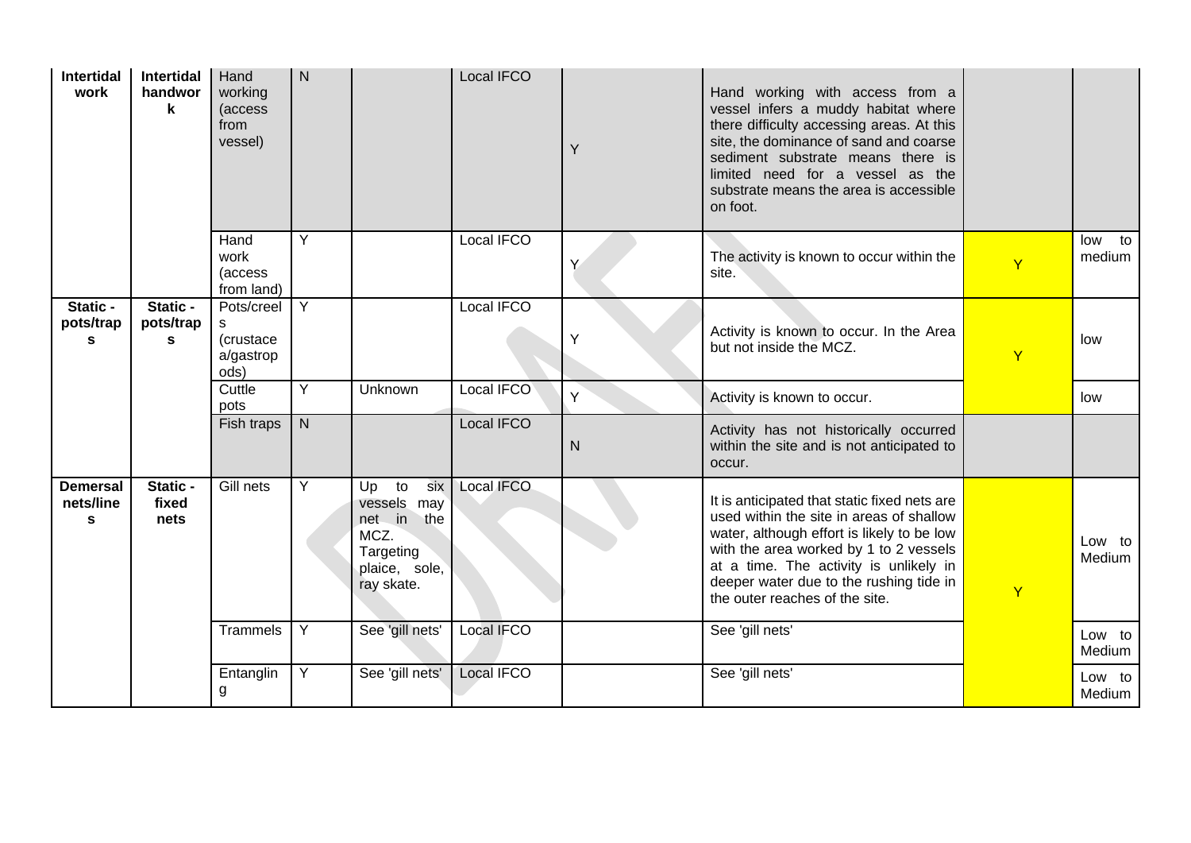| | | | | | | | | | |
|---|---|---|---|---|---|---|---|---|---|
| **Intertidal work** | **Intertidal handwork** | Hand working (access from vessel) | N | | Local IFCO | Y | Hand working with access from a vessel infers a muddy habitat where there difficulty accessing areas. At this site, the dominance of sand and coarse sediment substrate means there is limited need for a vessel as the substrate means the area is accessible on foot. | | |
| | | Hand work (access from land) | Y | | Local IFCO | Y | The activity is known to occur within the site. | Y | low to medium |
| **Static - pots/traps** | **Static - pots/traps** | Pots/creels (crustacea/gastropods) | Y | | Local IFCO | Y | Activity is known to occur. In the Area but not inside the MCZ. | Y | low |
| | | Cuttle pots | Y | Unknown | Local IFCO | Y | Activity is known to occur. | | low |
| | | Fish traps | N | | Local IFCO | N | Activity has not historically occurred within the site and is not anticipated to occur. | | |
| **Demersal nets/lines** | **Static - fixed nets** | Gill nets | Y | Up to six vessels may net in the MCZ. Targeting plaice, sole, ray skate. | Local IFCO | | It is anticipated that static fixed nets are used within the site in areas of shallow water, although effort is likely to be low with the area worked by 1 to 2 vessels at a time. The activity is unlikely in deeper water due to the rushing tide in the outer reaches of the site. | Y | Low to Medium |
| | | Trammels | Y | See 'gill nets' | Local IFCO | | See 'gill nets' | | Low to Medium |
| | | Entangling | Y | See 'gill nets' | Local IFCO | | See 'gill nets' | | Low to Medium |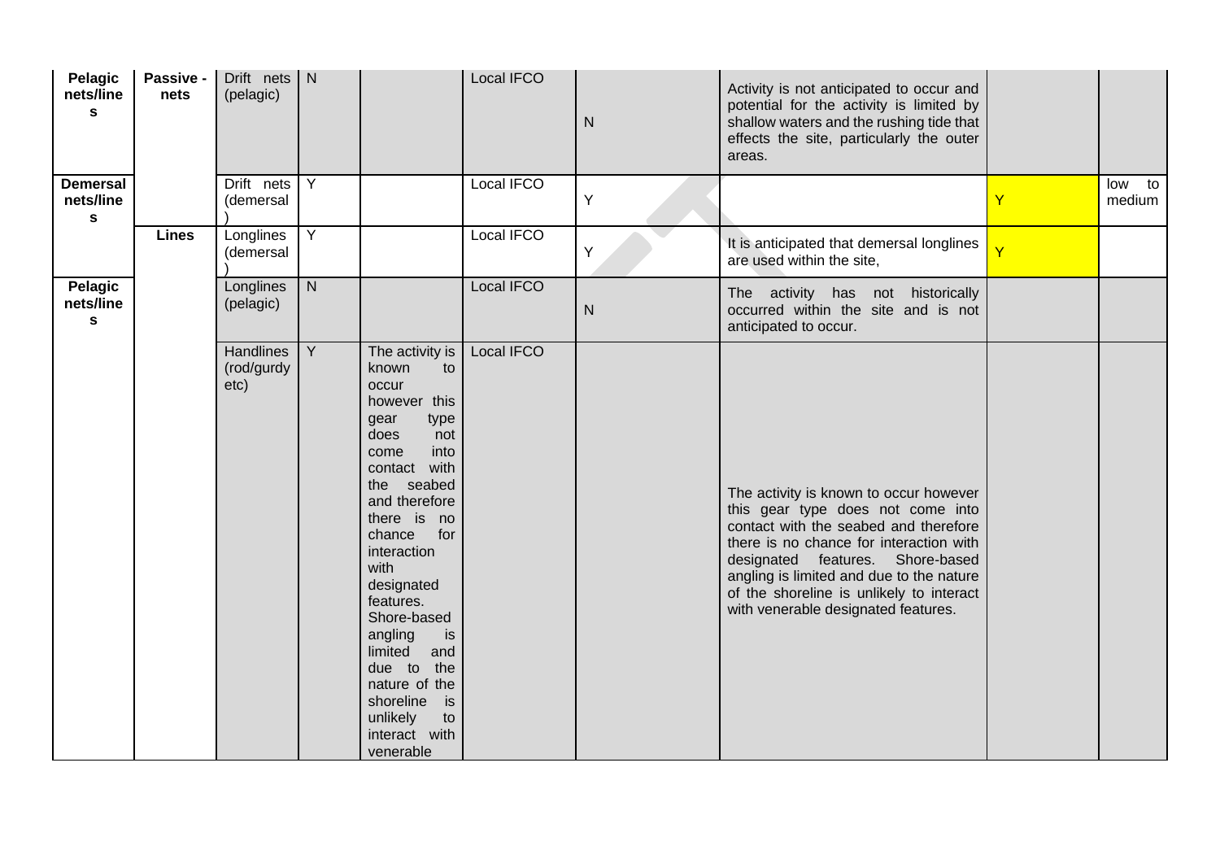| | | | | | | | | | |
|---|---|---|---|---|---|---|---|---|---|
| **Pelagic nets/lines** | **Passive - nets** | Drift nets (pelagic) | N | | Local IFCO | N | Activity is not anticipated to occur and potential for the activity is limited by shallow waters and the rushing tide that effects the site, particularly the outer areas. | | |
| **Demersal nets/lines** | | Drift nets (demersal) | Y | | Local IFCO | Y | | Y | low to medium |
| | **Lines** | Longlines (demersal) | Y | | Local IFCO | Y | It is anticipated that demersal longlines are used within the site, | Y | |
| **Pelagic nets/lines** | | Longlines (pelagic) | N | | Local IFCO | N | The activity has not historically occurred within the site and is not anticipated to occur. | | |
| | | Handlines (rod/gurdy etc) | Y | The activity is known to occur however this gear type does not come into contact with the seabed and therefore there is no chance for interaction with designated features. Shore-based angling is limited and due to the nature of the shoreline is unlikely to interact with venerable | Local IFCO | | The activity is known to occur however this gear type does not come into contact with the seabed and therefore there is no chance for interaction with designated features. Shore-based angling is limited and due to the nature of the shoreline is unlikely to interact with venerable designated features. | | |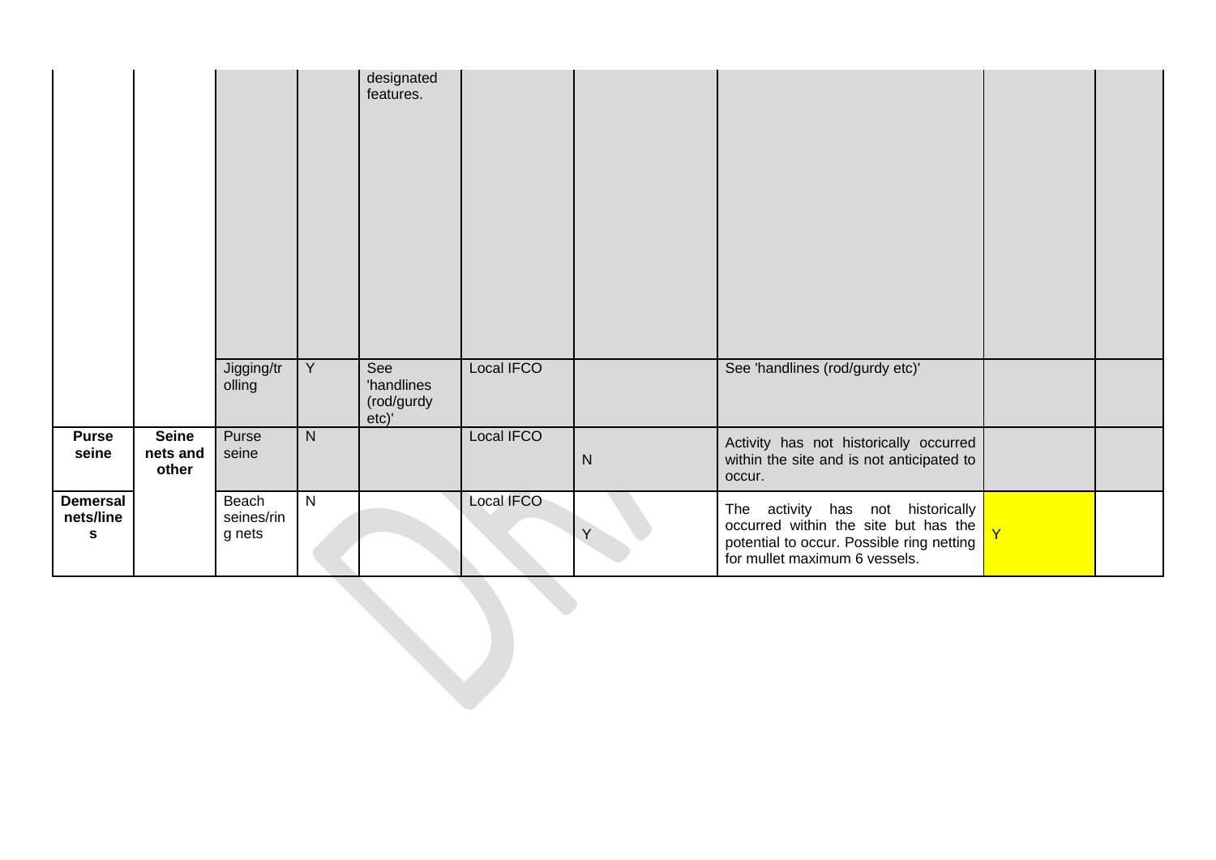| | | | | designated features. | | | | | |
|---|---|---|---|---|---|---|---|---|---|
| | | Jigging/trolling | Y | See 'handlines (rod/gurdy etc)' | Local IFCO | | See 'handlines (rod/gurdy etc)' | | |
| **Purse seine** | **Seine nets and other** | Purse seine | N | | Local IFCO | N | Activity has not historically occurred within the site and is not anticipated to occur. | | |
| **Demersal nets/lines** | | Beach seines/ring nets | N | | Local IFCO | Y | The activity has not historically occurred within the site but has the potential to occur. Possible ring netting for mullet maximum 6 vessels. | Y | |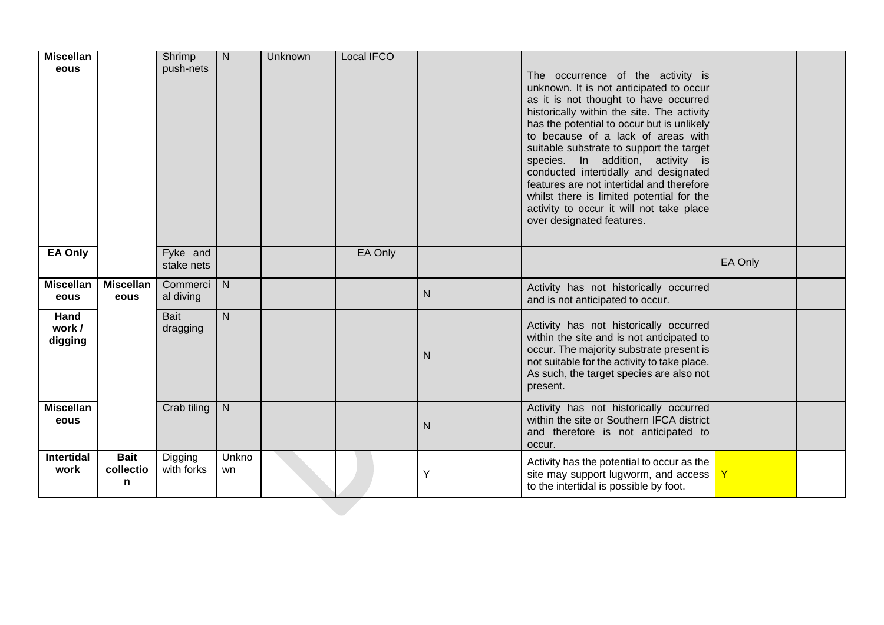| Miscellaneous | | Shrimp push-nets | N | Unknown | Local IFCO | | The occurrence of the activity is unknown. It is not anticipated to occur as it is not thought to have occurred historically within the site. The activity has the potential to occur but is unlikely to because of a lack of areas with suitable substrate to support the target species. In addition, activity is conducted intertidally and designated features are not intertidal and therefore whilst there is limited potential for the activity to occur it will not take place over designated features. | | |
|---|---|---|---|---|---|---|---|---|---|
| **EA Only** | | Fyke and stake nets | | | EA Only | | | EA Only | |
| **Miscellaneous** | **Miscellaneous** | Commercial diving | N | | | N | Activity has not historically occurred and is not anticipated to occur. | | |
| **Hand work / digging** | | Bait dragging | N | | | N | Activity has not historically occurred within the site and is not anticipated to occur. The majority substrate present is not suitable for the activity to take place. As such, the target species are also not present. | | |
| **Miscellaneous** | | Crab tiling | N | | | N | Activity has not historically occurred within the site or Southern IFCA district and therefore is not anticipated to occur. | | |
| **Intertidal work** | **Bait collection** | Digging with forks | Unknown | | | Y | Activity has the potential to occur as the site may support lugworm, and access to the intertidal is possible by foot. | Y | |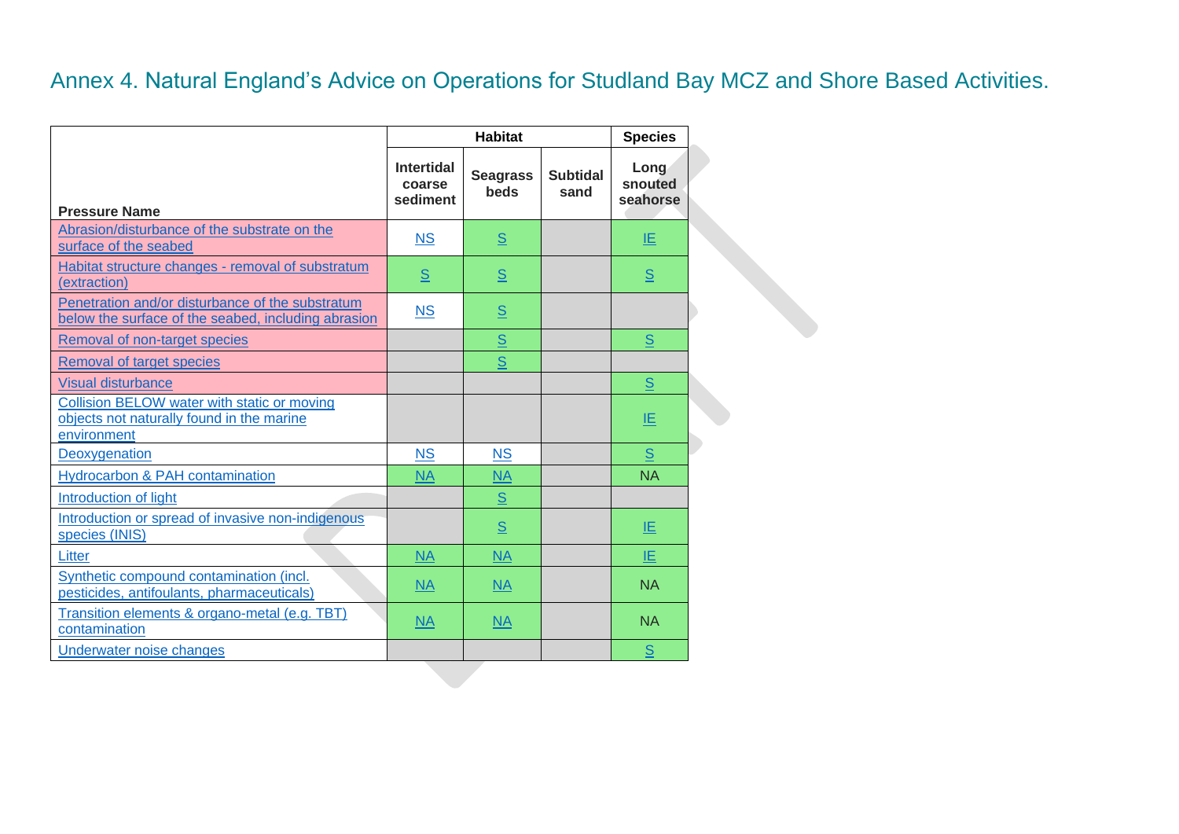# Annex 4. Natural England's Advice on Operations for Studland Bay MCZ and Shore Based Activities.

| Pressure Name | Habitat | | | Species |
|---|---|---|---|---|
| | Intertidal coarse sediment | Seagrass beds | Subtidal sand | Long snouted seahorse |
| Abrasion/disturbance of the substrate on the surface of the seabed | NS | S | | IE |
| Habitat structure changes - removal of substratum (extraction) | S | S | | S |
| Penetration and/or disturbance of the substratum below the surface of the seabed, including abrasion | NS | S | | |
| Removal of non-target species | | S | | S |
| Removal of target species | | S | | |
| Visual disturbance | | | | S |
| Collision BELOW water with static or moving objects not naturally found in the marine environment | | | | IE |
| Deoxygenation | NS | NS | | S |
| Hydrocarbon & PAH contamination | NA | NA | | NA |
| Introduction of light | | S | | |
| Introduction or spread of invasive non-indigenous species (INIS) | | S | | IE |
| Litter | NA | NA | | IE |
| Synthetic compound contamination (incl. pesticides, antifoulants, pharmaceuticals) | NA | NA | | NA |
| Transition elements & organo-metal (e.g. TBT) contamination | NA | NA | | NA |
| Underwater noise changes | | | | S |